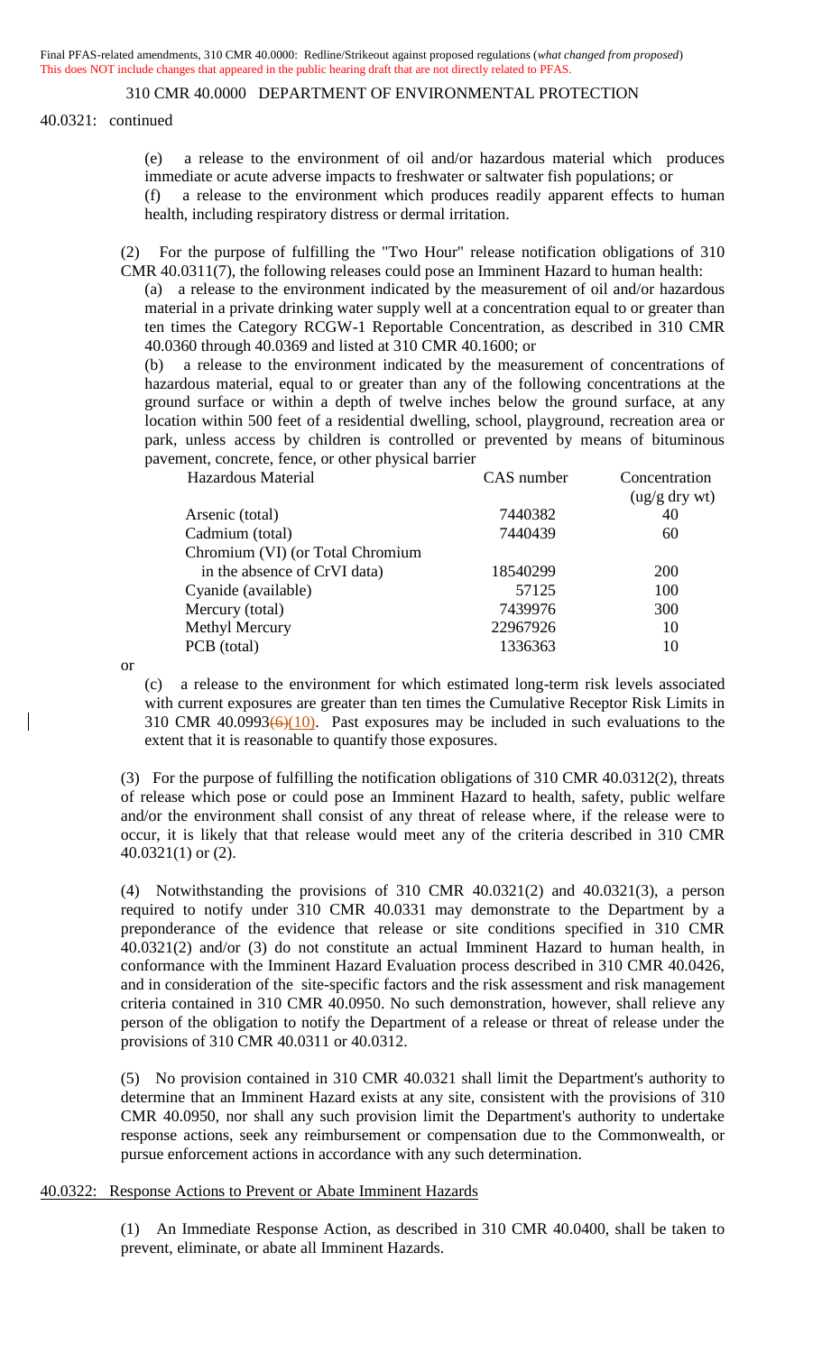Final PFAS-related amendments, 310 CMR 40.0000: Redline/Strikeout against proposed regulations (*what changed from proposed*)
This does NOT include changes that appeared in the public hearing draft that are not directly related to PFAS.

310 CMR 40.0000 DEPARTMENT OF ENVIRONMENTAL PROTECTION

40.0321: continued

(e) a release to the environment of oil and/or hazardous material which produces immediate or acute adverse impacts to freshwater or saltwater fish populations; or

(f) a release to the environment which produces readily apparent effects to human health, including respiratory distress or dermal irritation.

(2) For the purpose of fulfilling the "Two Hour" release notification obligations of 310 CMR 40.0311(7), the following releases could pose an Imminent Hazard to human health:

(a) a release to the environment indicated by the measurement of oil and/or hazardous material in a private drinking water supply well at a concentration equal to or greater than ten times the Category RCGW-1 Reportable Concentration, as described in 310 CMR 40.0360 through 40.0369 and listed at 310 CMR 40.1600; or

(b) a release to the environment indicated by the measurement of concentrations of hazardous material, equal to or greater than any of the following concentrations at the ground surface or within a depth of twelve inches below the ground surface, at any location within 500 feet of a residential dwelling, school, playground, recreation area or park, unless access by children is controlled or prevented by means of bituminous pavement, concrete, fence, or other physical barrier

| Hazardous Material | CAS number | Concentration (ug/g dry wt) |
|---|---|---|
| Arsenic (total) | 7440382 | 40 |
| Cadmium (total) | 7440439 | 60 |
| Chromium (VI) (or Total Chromium in the absence of CrVI data) | 18540299 | 200 |
| Cyanide (available) | 57125 | 100 |
| Mercury (total) | 7439976 | 300 |
| Methyl Mercury | 22967926 | 10 |
| PCB (total) | 1336363 | 10 |

or

(c) a release to the environment for which estimated long-term risk levels associated with current exposures are greater than ten times the Cumulative Receptor Risk Limits in 310 CMR 40.0993~~(6)~~(10). Past exposures may be included in such evaluations to the extent that it is reasonable to quantify those exposures.

(3) For the purpose of fulfilling the notification obligations of 310 CMR 40.0312(2), threats of release which pose or could pose an Imminent Hazard to health, safety, public welfare and/or the environment shall consist of any threat of release where, if the release were to occur, it is likely that that release would meet any of the criteria described in 310 CMR 40.0321(1) or (2).

(4) Notwithstanding the provisions of 310 CMR 40.0321(2) and 40.0321(3), a person required to notify under 310 CMR 40.0331 may demonstrate to the Department by a preponderance of the evidence that release or site conditions specified in 310 CMR 40.0321(2) and/or (3) do not constitute an actual Imminent Hazard to human health, in conformance with the Imminent Hazard Evaluation process described in 310 CMR 40.0426, and in consideration of the site-specific factors and the risk assessment and risk management criteria contained in 310 CMR 40.0950. No such demonstration, however, shall relieve any person of the obligation to notify the Department of a release or threat of release under the provisions of 310 CMR 40.0311 or 40.0312.

(5) No provision contained in 310 CMR 40.0321 shall limit the Department's authority to determine that an Imminent Hazard exists at any site, consistent with the provisions of 310 CMR 40.0950, nor shall any such provision limit the Department's authority to undertake response actions, seek any reimbursement or compensation due to the Commonwealth, or pursue enforcement actions in accordance with any such determination.

40.0322: Response Actions to Prevent or Abate Imminent Hazards

(1) An Immediate Response Action, as described in 310 CMR 40.0400, shall be taken to prevent, eliminate, or abate all Imminent Hazards.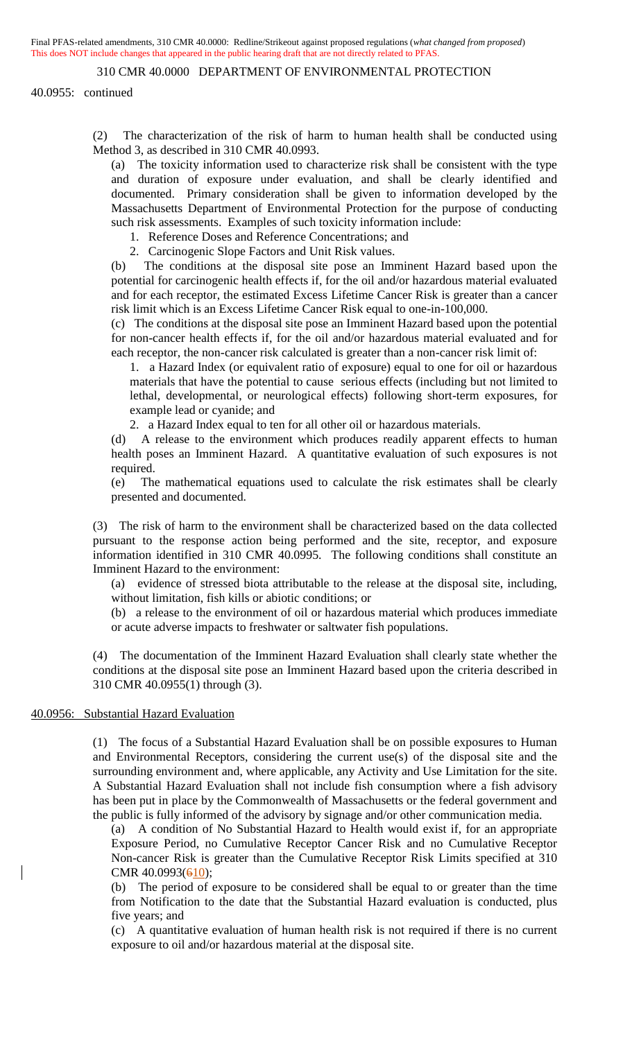40.0955: continued

(2) The characterization of the risk of harm to human health shall be conducted using Method 3, as described in 310 CMR 40.0993.

(a) The toxicity information used to characterize risk shall be consistent with the type and duration of exposure under evaluation, and shall be clearly identified and documented. Primary consideration shall be given to information developed by the Massachusetts Department of Environmental Protection for the purpose of conducting such risk assessments. Examples of such toxicity information include:

1. Reference Doses and Reference Concentrations; and
2. Carcinogenic Slope Factors and Unit Risk values.

(b) The conditions at the disposal site pose an Imminent Hazard based upon the potential for carcinogenic health effects if, for the oil and/or hazardous material evaluated and for each receptor, the estimated Excess Lifetime Cancer Risk is greater than a cancer risk limit which is an Excess Lifetime Cancer Risk equal to one-in-100,000.

(c) The conditions at the disposal site pose an Imminent Hazard based upon the potential for non-cancer health effects if, for the oil and/or hazardous material evaluated and for each receptor, the non-cancer risk calculated is greater than a non-cancer risk limit of:

1. a Hazard Index (or equivalent ratio of exposure) equal to one for oil or hazardous materials that have the potential to cause serious effects (including but not limited to lethal, developmental, or neurological effects) following short-term exposures, for example lead or cyanide; and
2. a Hazard Index equal to ten for all other oil or hazardous materials.

(d) A release to the environment which produces readily apparent effects to human health poses an Imminent Hazard. A quantitative evaluation of such exposures is not required.

(e) The mathematical equations used to calculate the risk estimates shall be clearly presented and documented.

(3) The risk of harm to the environment shall be characterized based on the data collected pursuant to the response action being performed and the site, receptor, and exposure information identified in 310 CMR 40.0995. The following conditions shall constitute an Imminent Hazard to the environment:

(a) evidence of stressed biota attributable to the release at the disposal site, including, without limitation, fish kills or abiotic conditions; or

(b) a release to the environment of oil or hazardous material which produces immediate or acute adverse impacts to freshwater or saltwater fish populations.

(4) The documentation of the Imminent Hazard Evaluation shall clearly state whether the conditions at the disposal site pose an Imminent Hazard based upon the criteria described in 310 CMR 40.0955(1) through (3).

## 40.0956: Substantial Hazard Evaluation

(1) The focus of a Substantial Hazard Evaluation shall be on possible exposures to Human and Environmental Receptors, considering the current use(s) of the disposal site and the surrounding environment and, where applicable, any Activity and Use Limitation for the site. A Substantial Hazard Evaluation shall not include fish consumption where a fish advisory has been put in place by the Commonwealth of Massachusetts or the federal government and the public is fully informed of the advisory by signage and/or other communication media.

(a) A condition of No Substantial Hazard to Health would exist if, for an appropriate Exposure Period, no Cumulative Receptor Cancer Risk and no Cumulative Receptor Non-cancer Risk is greater than the Cumulative Receptor Risk Limits specified at 310 CMR 40.0993(~~6~~10);

(b) The period of exposure to be considered shall be equal to or greater than the time from Notification to the date that the Substantial Hazard evaluation is conducted, plus five years; and

(c) A quantitative evaluation of human health risk is not required if there is no current exposure to oil and/or hazardous material at the disposal site.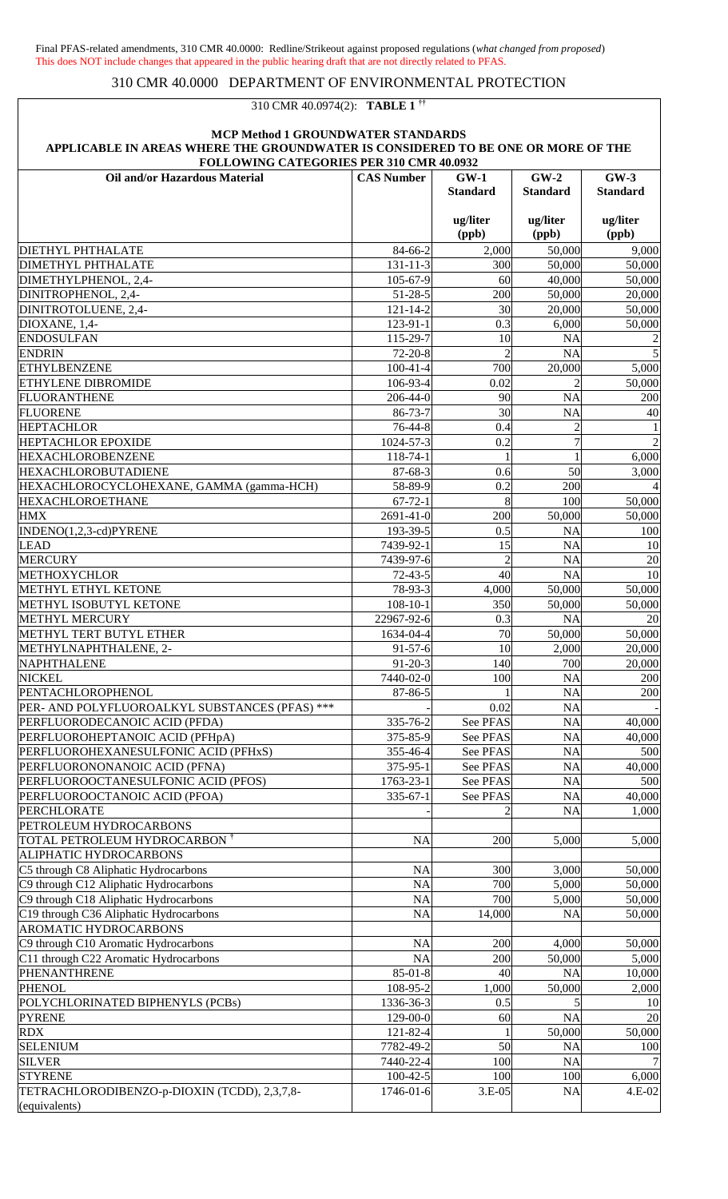Final PFAS-related amendments, 310 CMR 40.0000: Redline/Strikeout against proposed regulations (*what changed from proposed*)
This does NOT include changes that appeared in the public hearing draft that are not directly related to PFAS.

# 310 CMR 40.0000 DEPARTMENT OF ENVIRONMENTAL PROTECTION

## 310 CMR 40.0974(2): TABLE 1 ††

### MCP Method 1 GROUNDWATER STANDARDS
### APPLICABLE IN AREAS WHERE THE GROUNDWATER IS CONSIDERED TO BE ONE OR MORE OF THE FOLLOWING CATEGORIES PER 310 CMR 40.0932

| Oil and/or Hazardous Material | CAS Number | GW-1 Standard | GW-2 Standard | GW-3 Standard |
|---|---|---|---|---|
| | | ug/liter (ppb) | ug/liter (ppb) | ug/liter (ppb) |
| DIETHYL PHTHALATE | 84-66-2 | 2,000 | 50,000 | 9,000 |
| DIMETHYL PHTHALATE | 131-11-3 | 300 | 50,000 | 50,000 |
| DIMETHYLPHENOL, 2,4- | 105-67-9 | 60 | 40,000 | 50,000 |
| DINITROPHENOL, 2,4- | 51-28-5 | 200 | 50,000 | 20,000 |
| DINITROTOLUENE, 2,4- | 121-14-2 | 30 | 20,000 | 50,000 |
| DIOXANE, 1,4- | 123-91-1 | 0.3 | 6,000 | 50,000 |
| ENDOSULFAN | 115-29-7 | 10 | NA | 2 |
| ENDRIN | 72-20-8 | 2 | NA | 5 |
| ETHYLBENZENE | 100-41-4 | 700 | 20,000 | 5,000 |
| ETHYLENE DIBROMIDE | 106-93-4 | 0.02 | 2 | 50,000 |
| FLUORANTHENE | 206-44-0 | 90 | NA | 200 |
| FLUORENE | 86-73-7 | 30 | NA | 40 |
| HEPTACHLOR | 76-44-8 | 0.4 | 2 | 1 |
| HEPTACHLOR EPOXIDE | 1024-57-3 | 0.2 | 7 | 2 |
| HEXACHLOROBENZENE | 118-74-1 | 1 | 1 | 6,000 |
| HEXACHLOROBUTADIENE | 87-68-3 | 0.6 | 50 | 3,000 |
| HEXACHLOROCYCLOHEXANE, GAMMA (gamma-HCH) | 58-89-9 | 0.2 | 200 | 4 |
| HEXACHLOROETHANE | 67-72-1 | 8 | 100 | 50,000 |
| HMX | 2691-41-0 | 200 | 50,000 | 50,000 |
| INDENO(1,2,3-cd)PYRENE | 193-39-5 | 0.5 | NA | 100 |
| LEAD | 7439-92-1 | 15 | NA | 10 |
| MERCURY | 7439-97-6 | 2 | NA | 20 |
| METHOXYCHLOR | 72-43-5 | 40 | NA | 10 |
| METHYL ETHYL KETONE | 78-93-3 | 4,000 | 50,000 | 50,000 |
| METHYL ISOBUTYL KETONE | 108-10-1 | 350 | 50,000 | 50,000 |
| METHYL MERCURY | 22967-92-6 | 0.3 | NA | 20 |
| METHYL TERT BUTYL ETHER | 1634-04-4 | 70 | 50,000 | 50,000 |
| METHYLNAPHTHALENE, 2- | 91-57-6 | 10 | 2,000 | 20,000 |
| NAPHTHALENE | 91-20-3 | 140 | 700 | 20,000 |
| NICKEL | 7440-02-0 | 100 | NA | 200 |
| PENTACHLOROPHENOL | 87-86-5 | 1 | NA | 200 |
| PER- AND POLYFLUOROALKYL SUBSTANCES (PFAS) *** | - | 0.02 | NA | - |
| PERFLUORODECANOIC ACID (PFDA) | 335-76-2 | See PFAS | NA | 40,000 |
| PERFLUOROHEPTANOIC ACID (PFHpA) | 375-85-9 | See PFAS | NA | 40,000 |
| PERFLUOROHEXANESULFONIC ACID (PFHxS) | 355-46-4 | See PFAS | NA | 500 |
| PERFLUORONONANOIC ACID (PFNA) | 375-95-1 | See PFAS | NA | 40,000 |
| PERFLUOROOCTANESULFONIC ACID (PFOS) | 1763-23-1 | See PFAS | NA | 500 |
| PERFLUOROOCTANOIC ACID (PFOA) | 335-67-1 | See PFAS | NA | 40,000 |
| PERCHLORATE | - | 2 | NA | 1,000 |
| PETROLEUM HYDROCARBONS | | | | |
| TOTAL PETROLEUM HYDROCARBON † | NA | 200 | 5,000 | 5,000 |
| ALIPHATIC HYDROCARBONS | | | | |
| C5 through C8 Aliphatic Hydrocarbons | NA | 300 | 3,000 | 50,000 |
| C9 through C12 Aliphatic Hydrocarbons | NA | 700 | 5,000 | 50,000 |
| C9 through C18 Aliphatic Hydrocarbons | NA | 700 | 5,000 | 50,000 |
| C19 through C36 Aliphatic Hydrocarbons | NA | 14,000 | NA | 50,000 |
| AROMATIC HYDROCARBONS | | | | |
| C9 through C10 Aromatic Hydrocarbons | NA | 200 | 4,000 | 50,000 |
| C11 through C22 Aromatic Hydrocarbons | NA | 200 | 50,000 | 5,000 |
| PHENANTHRENE | 85-01-8 | 40 | NA | 10,000 |
| PHENOL | 108-95-2 | 1,000 | 50,000 | 2,000 |
| POLYCHLORINATED BIPHENYLS (PCBs) | 1336-36-3 | 0.5 | 5 | 10 |
| PYRENE | 129-00-0 | 60 | NA | 20 |
| RDX | 121-82-4 | 1 | 50,000 | 50,000 |
| SELENIUM | 7782-49-2 | 50 | NA | 100 |
| SILVER | 7440-22-4 | 100 | NA | 7 |
| STYRENE | 100-42-5 | 100 | 100 | 6,000 |
| TETRACHLORODIBENZO-p-DIOXIN (TCDD), 2,3,7,8- (equivalents) | 1746-01-6 | 3.E-05 | NA | 4.E-02 |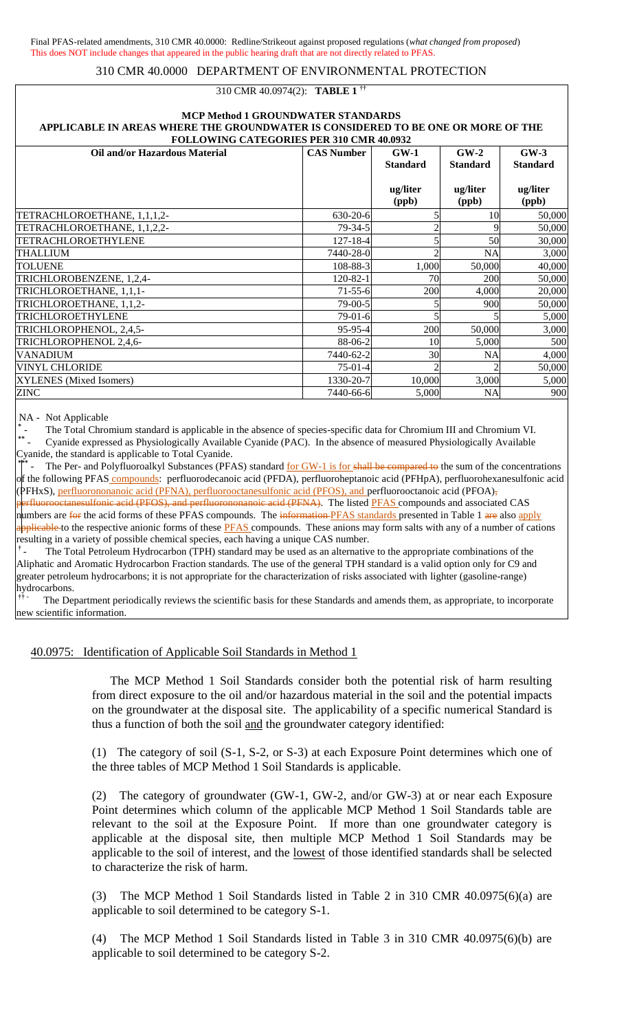Final PFAS-related amendments, 310 CMR 40.0000: Redline/Strikeout against proposed regulations (*what changed from proposed*)
This does NOT include changes that appeared in the public hearing draft that are not directly related to PFAS.

# 310 CMR 40.0000 DEPARTMENT OF ENVIRONMENTAL PROTECTION

310 CMR 40.0974(2): **TABLE 1** ††

**MCP METHOD 1 GROUNDWATER STANDARDS**
**APPLICABLE IN AREAS WHERE THE GROUNDWATER IS CONSIDERED TO BE ONE OR MORE OF THE FOLLOWING CATEGORIES PER 310 CMR 40.0932**

| Oil and/or Hazardous Material | CAS Number | GW-1 Standard | GW-2 Standard | GW-3 Standard |
|---|---|---|---|---|
| | | ug/liter (ppb) | ug/liter (ppb) | ug/liter (ppb) |
| TETRACHLOROETHANE, 1,1,1,2- | 630-20-6 | 5 | 10 | 50,000 |
| TETRACHLOROETHANE, 1,1,2,2- | 79-34-5 | 2 | 9 | 50,000 |
| TETRACHLOROETHYLENE | 127-18-4 | 5 | 50 | 30,000 |
| THALLIUM | 7440-28-0 | 2 | NA | 3,000 |
| TOLUENE | 108-88-3 | 1,000 | 50,000 | 40,000 |
| TRICHLOROBENZENE, 1,2,4- | 120-82-1 | 70 | 200 | 50,000 |
| TRICHLOROETHANE, 1,1,1- | 71-55-6 | 200 | 4,000 | 20,000 |
| TRICHLOROETHANE, 1,1,2- | 79-00-5 | 5 | 900 | 50,000 |
| TRICHLOROETHYLENE | 79-01-6 | 5 | 5 | 5,000 |
| TRICHLOROPHENOL, 2,4,5- | 95-95-4 | 200 | 50,000 | 3,000 |
| TRICHLOROPHENOL 2,4,6- | 88-06-2 | 10 | 5,000 | 500 |
| VANADIUM | 7440-62-2 | 30 | NA | 4,000 |
| VINYL CHLORIDE | 75-01-4 | 2 | 2 | 50,000 |
| XYLENES (Mixed Isomers) | 1330-20-7 | 10,000 | 3,000 | 5,000 |
| ZINC | 7440-66-6 | 5,000 | NA | 900 |

NA - Not Applicable

\* - The Total Chromium standard is applicable in the absence of species-specific data for Chromium III and Chromium VI.

\*\* - Cyanide expressed as Physiologically Available Cyanide (PAC). In the absence of measured Physiologically Available Cyanide, the standard is applicable to Total Cyanide.

\*\*\* - The Per- and Polyfluoroalkyl Substances (PFAS) standard for GW-1 is for ~~shall be compared to~~ the sum of the concentrations of the following PFAS compounds: perfluorodecanoic acid (PFDA), perfluoroheptanoic acid (PFHpA), perfluorohexanesulfonic acid (PFHxS), perfluorononanoic acid (PFNA), perfluorooctanesulfonic acid (PFOS), and perfluorooctanoic acid (PFOA)~~, perfluorooctanesulfonic acid (PFOS), and perfluorononanoic acid (PFNA)~~. The listed PFAS compounds and associated CAS numbers are ~~for~~ the acid forms of these PFAS compounds. The ~~information~~ PFAS standards presented in Table 1 ~~are~~ also apply ~~applicable~~ to the respective anionic forms of these PFAS compounds. These anions may form salts with any of a number of cations resulting in a variety of possible chemical species, each having a unique CAS number.

† - The Total Petroleum Hydrocarbon (TPH) standard may be used as an alternative to the appropriate combinations of the Aliphatic and Aromatic Hydrocarbon Fraction standards. The use of the general TPH standard is a valid option only for C9 and greater petroleum hydrocarbons; it is not appropriate for the characterization of risks associated with lighter (gasoline-range) hydrocarbons.

†† - The Department periodically reviews the scientific basis for these Standards and amends them, as appropriate, to incorporate new scientific information.

## 40.0975: Identification of Applicable Soil Standards in Method 1

The MCP Method 1 Soil Standards consider both the potential risk of harm resulting from direct exposure to the oil and/or hazardous material in the soil and the potential impacts on the groundwater at the disposal site. The applicability of a specific numerical Standard is thus a function of both the soil and the groundwater category identified:

(1) The category of soil (S-1, S-2, or S-3) at each Exposure Point determines which one of the three tables of MCP Method 1 Soil Standards is applicable.

(2) The category of groundwater (GW-1, GW-2, and/or GW-3) at or near each Exposure Point determines which column of the applicable MCP Method 1 Soil Standards table are relevant to the soil at the Exposure Point. If more than one groundwater category is applicable at the disposal site, then multiple MCP Method 1 Soil Standards may be applicable to the soil of interest, and the lowest of those identified standards shall be selected to characterize the risk of harm.

(3) The MCP Method 1 Soil Standards listed in Table 2 in 310 CMR 40.0975(6)(a) are applicable to soil determined to be category S-1.

(4) The MCP Method 1 Soil Standards listed in Table 3 in 310 CMR 40.0975(6)(b) are applicable to soil determined to be category S-2.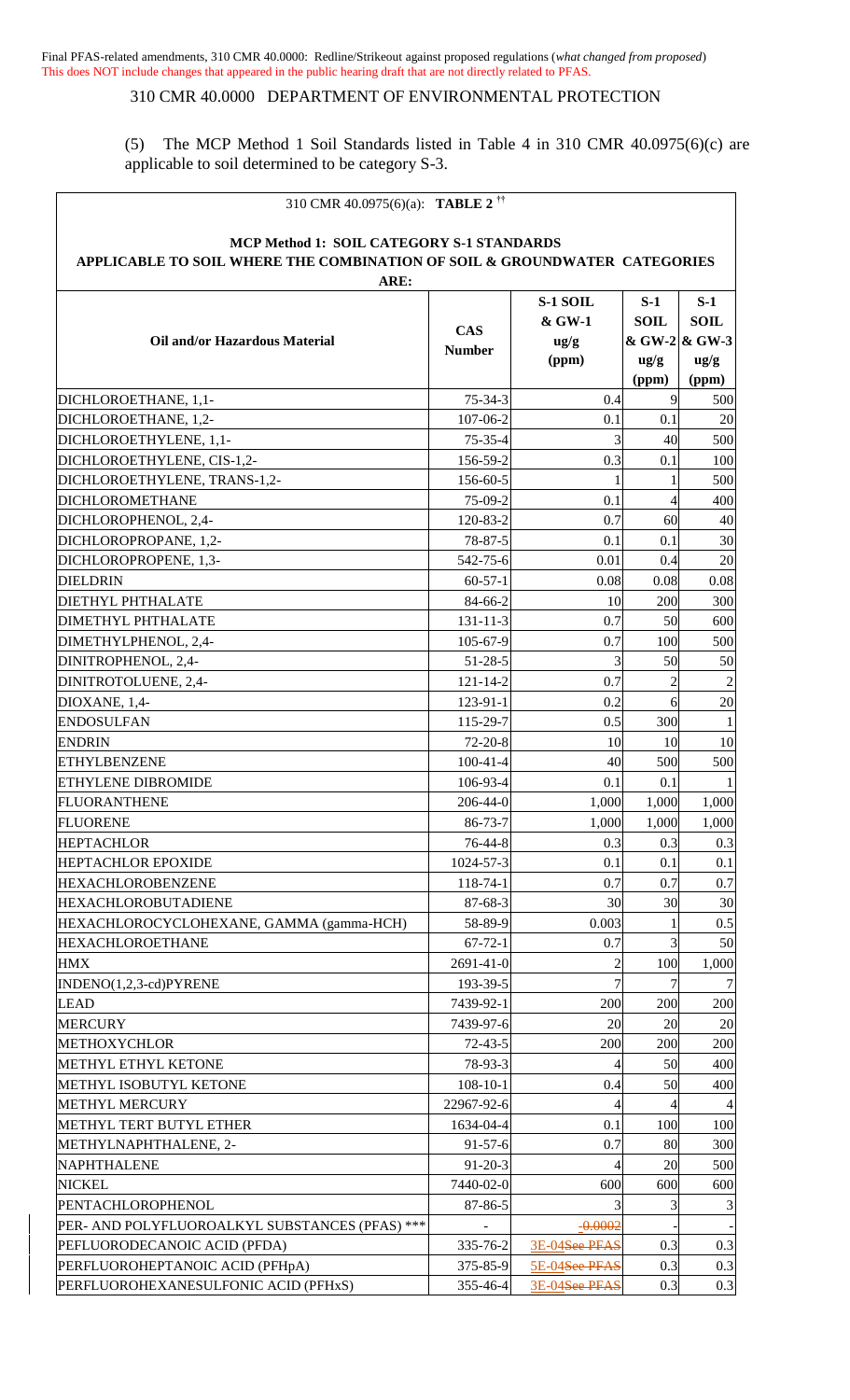Final PFAS-related amendments, 310 CMR 40.0000: Redline/Strikeout against proposed regulations (*what changed from proposed*)
This does NOT include changes that appeared in the public hearing draft that are not directly related to PFAS.

310 CMR 40.0000 DEPARTMENT OF ENVIRONMENTAL PROTECTION

(5) The MCP Method 1 Soil Standards listed in Table 4 in 310 CMR 40.0975(6)(c) are applicable to soil determined to be category S-3.

310 CMR 40.0975(6)(a): **TABLE 2** ††

**MCP Method 1: SOIL CATEGORY S-1 STANDARDS**
**APPLICABLE TO SOIL WHERE THE COMBINATION OF SOIL & GROUNDWATER CATEGORIES ARE:**

| Oil and/or Hazardous Material | CAS Number | S-1 SOIL & GW-1 ug/g (ppm) | S-1 SOIL & GW-2 ug/g (ppm) | S-1 SOIL & GW-3 ug/g (ppm) |
|---|---|---|---|---|
| DICHLOROETHANE, 1,1- | 75-34-3 | 0.4 | 9 | 500 |
| DICHLOROETHANE, 1,2- | 107-06-2 | 0.1 | 0.1 | 20 |
| DICHLOROETHYLENE, 1,1- | 75-35-4 | 3 | 40 | 500 |
| DICHLOROETHYLENE, CIS-1,2- | 156-59-2 | 0.3 | 0.1 | 100 |
| DICHLOROETHYLENE, TRANS-1,2- | 156-60-5 | 1 | 1 | 500 |
| DICHLOROMETHANE | 75-09-2 | 0.1 | 4 | 400 |
| DICHLOROPHENOL, 2,4- | 120-83-2 | 0.7 | 60 | 40 |
| DICHLOROPROPANE, 1,2- | 78-87-5 | 0.1 | 0.1 | 30 |
| DICHLOROPROPENE, 1,3- | 542-75-6 | 0.01 | 0.4 | 20 |
| DIELDRIN | 60-57-1 | 0.08 | 0.08 | 0.08 |
| DIETHYL PHTHALATE | 84-66-2 | 10 | 200 | 300 |
| DIMETHYL PHTHALATE | 131-11-3 | 0.7 | 50 | 600 |
| DIMETHYLPHENOL, 2,4- | 105-67-9 | 0.7 | 100 | 500 |
| DINITROPHENOL, 2,4- | 51-28-5 | 3 | 50 | 50 |
| DINITROTOLUENE, 2,4- | 121-14-2 | 0.7 | 2 | 2 |
| DIOXANE, 1,4- | 123-91-1 | 0.2 | 6 | 20 |
| ENDOSULFAN | 115-29-7 | 0.5 | 300 | 1 |
| ENDRIN | 72-20-8 | 10 | 10 | 10 |
| ETHYLBENZENE | 100-41-4 | 40 | 500 | 500 |
| ETHYLENE DIBROMIDE | 106-93-4 | 0.1 | 0.1 | 1 |
| FLUORANTHENE | 206-44-0 | 1,000 | 1,000 | 1,000 |
| FLUORENE | 86-73-7 | 1,000 | 1,000 | 1,000 |
| HEPTACHLOR | 76-44-8 | 0.3 | 0.3 | 0.3 |
| HEPTACHLOR EPOXIDE | 1024-57-3 | 0.1 | 0.1 | 0.1 |
| HEXACHLOROBENZENE | 118-74-1 | 0.7 | 0.7 | 0.7 |
| HEXACHLOROBUTADIENE | 87-68-3 | 30 | 30 | 30 |
| HEXACHLOROCYCLOHEXANE, GAMMA (gamma-HCH) | 58-89-9 | 0.003 | 1 | 0.5 |
| HEXACHLOROETHANE | 67-72-1 | 0.7 | 3 | 50 |
| HMX | 2691-41-0 | 2 | 100 | 1,000 |
| INDENO(1,2,3-cd)PYRENE | 193-39-5 | 7 | 7 | 7 |
| LEAD | 7439-92-1 | 200 | 200 | 200 |
| MERCURY | 7439-97-6 | 20 | 20 | 20 |
| METHOXYCHLOR | 72-43-5 | 200 | 200 | 200 |
| METHYL ETHYL KETONE | 78-93-3 | 4 | 50 | 400 |
| METHYL ISOBUTYL KETONE | 108-10-1 | 0.4 | 50 | 400 |
| METHYL MERCURY | 22967-92-6 | 4 | 4 | 4 |
| METHYL TERT BUTYL ETHER | 1634-04-4 | 0.1 | 100 | 100 |
| METHYLNAPHTHALENE, 2- | 91-57-6 | 0.7 | 80 | 300 |
| NAPHTHALENE | 91-20-3 | 4 | 20 | 500 |
| NICKEL | 7440-02-0 | 600 | 600 | 600 |
| PENTACHLOROPHENOL | 87-86-5 | 3 | 3 | 3 |
| PER- AND POLYFLUOROALKYL SUBSTANCES (PFAS) *** | - | ~~0.0002~~ | - | - |
| PERFLUORODECANOIC ACID (PFDA) | 335-76-2 | 3E-04~~See PFAS~~ | 0.3 | 0.3 |
| PERFLUOROHEPTANOIC ACID (PFHpA) | 375-85-9 | 5E-04~~See PFAS~~ | 0.3 | 0.3 |
| PERFLUOROHEXANESULFONIC ACID (PFHxS) | 355-46-4 | 3E-04~~See PFAS~~ | 0.3 | 0.3 |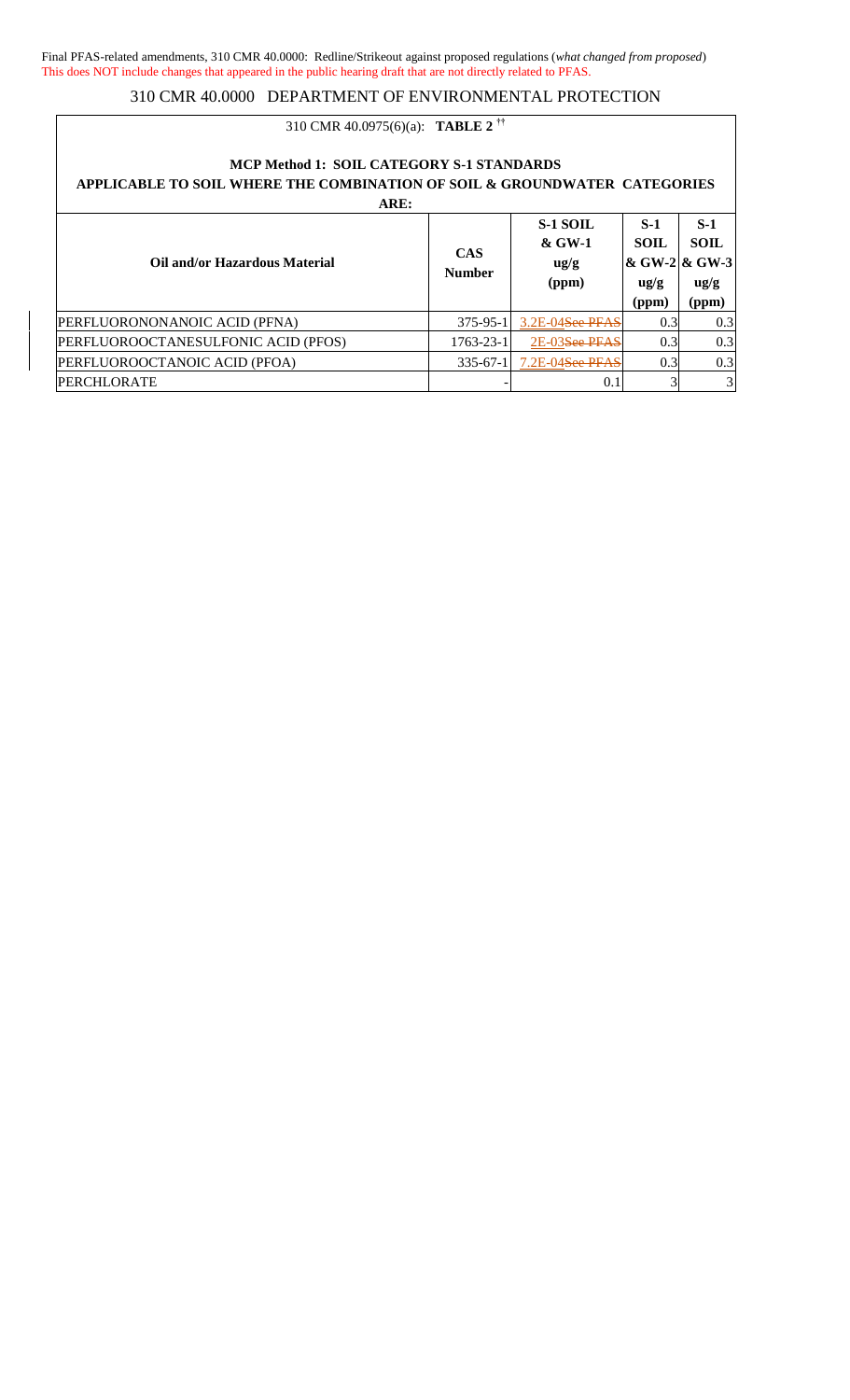Final PFAS-related amendments, 310 CMR 40.0000: Redline/Strikeout against proposed regulations (*what changed from proposed*)
This does NOT include changes that appeared in the public hearing draft that are not directly related to PFAS.

# 310 CMR 40.0000 DEPARTMENT OF ENVIRONMENTAL PROTECTION

310 CMR 40.0975(6)(a): **TABLE 2** ††

**MCP Method 1: SOIL CATEGORY S-1 STANDARDS**
**APPLICABLE TO SOIL WHERE THE COMBINATION OF SOIL & GROUNDWATER CATEGORIES ARE:**

| Oil and/or Hazardous Material | CAS Number | S-1 SOIL & GW-1 ug/g (ppm) | S-1 SOIL & GW-2 ug/g (ppm) | S-1 SOIL & GW-3 ug/g (ppm) |
|---|---|---|---|---|
| PERFLUORONONANOIC ACID (PFNA) | 375-95-1 | 3.2E-04 ~~See PFAS~~ | 0.3 | 0.3 |
| PERFLUOROOCTANESULFONIC ACID (PFOS) | 1763-23-1 | 2E-03 ~~See PFAS~~ | 0.3 | 0.3 |
| PERFLUOROOCTANOIC ACID (PFOA) | 335-67-1 | 7.2E-04 ~~See PFAS~~ | 0.3 | 0.3 |
| PERCHLORATE | - | 0.1 | 3 | 3 |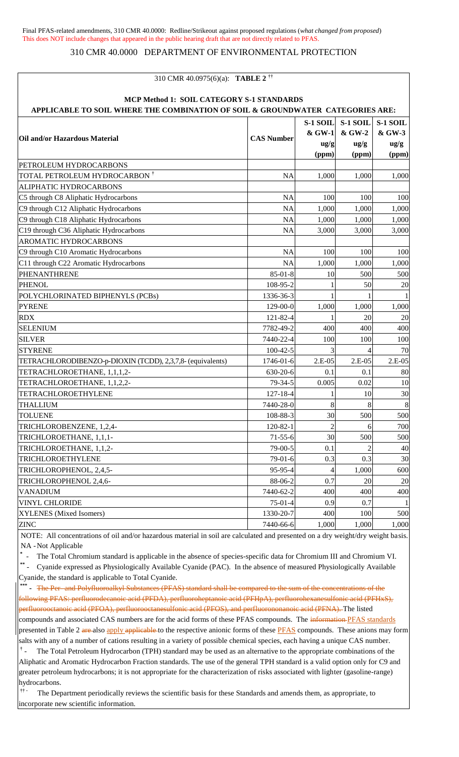Final PFAS-related amendments, 310 CMR 40.0000: Redline/Strikeout against proposed regulations (*what changed from proposed*)
This does NOT include changes that appeared in the public hearing draft that are not directly related to PFAS.

# 310 CMR 40.0000 DEPARTMENT OF ENVIRONMENTAL PROTECTION

## 310 CMR 40.0975(6)(a): TABLE 2 [††]

### MCP Method 1: SOIL CATEGORY S-1 STANDARDS
### APPLICABLE TO SOIL WHERE THE COMBINATION OF SOIL & GROUNDWATER CATEGORIES ARE:

| Oil and/or Hazardous Material | CAS Number | S-1 SOIL & GW-1 ug/g (ppm) | S-1 SOIL & GW-2 ug/g (ppm) | S-1 SOIL & GW-3 ug/g (ppm) |
|---|---|---|---|---|
| PETROLEUM HYDROCARBONS | | | | |
| TOTAL PETROLEUM HYDROCARBON [†] | NA | 1,000 | 1,000 | 1,000 |
| ALIPHATIC HYDROCARBONS | | | | |
| C5 through C8 Aliphatic Hydrocarbons | NA | 100 | 100 | 100 |
| C9 through C12 Aliphatic Hydrocarbons | NA | 1,000 | 1,000 | 1,000 |
| C9 through C18 Aliphatic Hydrocarbons | NA | 1,000 | 1,000 | 1,000 |
| C19 through C36 Aliphatic Hydrocarbons | NA | 3,000 | 3,000 | 3,000 |
| AROMATIC HYDROCARBONS | | | | |
| C9 through C10 Aromatic Hydrocarbons | NA | 100 | 100 | 100 |
| C11 through C22 Aromatic Hydrocarbons | NA | 1,000 | 1,000 | 1,000 |
| PHENANTHRENE | 85-01-8 | 10 | 500 | 500 |
| PHENOL | 108-95-2 | 1 | 50 | 20 |
| POLYCHLORINATED BIPHENYLS (PCBs) | 1336-36-3 | 1 | 1 | 1 |
| PYRENE | 129-00-0 | 1,000 | 1,000 | 1,000 |
| RDX | 121-82-4 | 1 | 20 | 20 |
| SELENIUM | 7782-49-2 | 400 | 400 | 400 |
| SILVER | 7440-22-4 | 100 | 100 | 100 |
| STYRENE | 100-42-5 | 3 | 4 | 70 |
| TETRACHLORODIBENZO-p-DIOXIN (TCDD), 2,3,7,8- (equivalents) | 1746-01-6 | 2.E-05 | 2.E-05 | 2.E-05 |
| TETRACHLOROETHANE, 1,1,1,2- | 630-20-6 | 0.1 | 0.1 | 80 |
| TETRACHLOROETHANE, 1,1,2,2- | 79-34-5 | 0.005 | 0.02 | 10 |
| TETRACHLOROETHYLENE | 127-18-4 | 1 | 10 | 30 |
| THALLIUM | 7440-28-0 | 8 | 8 | 8 |
| TOLUENE | 108-88-3 | 30 | 500 | 500 |
| TRICHLOROBENZENE, 1,2,4- | 120-82-1 | 2 | 6 | 700 |
| TRICHLOROETHANE, 1,1,1- | 71-55-6 | 30 | 500 | 500 |
| TRICHLOROETHANE, 1,1,2- | 79-00-5 | 0.1 | 2 | 40 |
| TRICHLOROETHYLENE | 79-01-6 | 0.3 | 0.3 | 30 |
| TRICHLOROPHENOL, 2,4,5- | 95-95-4 | 4 | 1,000 | 600 |
| TRICHLOROPHENOL 2,4,6- | 88-06-2 | 0.7 | 20 | 20 |
| VANADIUM | 7440-62-2 | 400 | 400 | 400 |
| VINYL CHLORIDE | 75-01-4 | 0.9 | 0.7 | 1 |
| XYLENES (Mixed Isomers) | 1330-20-7 | 400 | 100 | 500 |
| ZINC | 7440-66-6 | 1,000 | 1,000 | 1,000 |

NOTE: All concentrations of oil and/or hazardous material in soil are calculated and presented on a dry weight/dry weight basis.
NA - Not Applicable

\* - The Total Chromium standard is applicable in the absence of species-specific data for Chromium III and Chromium VI.

\*\* - Cyanide expressed as Physiologically Available Cyanide (PAC). In the absence of measured Physiologically Available Cyanide, the standard is applicable to Total Cyanide.

\*\*\* - ~~The Per- and Polyfluoroalkyl Substances (PFAS) standard shall be compared to the sum of the concentrations of the following PFAS: perfluorodecanoic acid (PFDA), perfluoroheptanoic acid (PFHpA), perfluorohexanesulfonic acid (PFHxS), perfluorooctanoic acid (PFOA), perfluorooctanesulfonic acid (PFOS), and perfluorononanoic acid (PFNA).~~ The listed compounds and associated CAS numbers are for the acid forms of these PFAS compounds. The ~~information~~ PFAS standards presented in Table 2 ~~are~~ also apply ~~applicable~~ to the respective anionic forms of these PFAS compounds. These anions may form salts with any of a number of cations resulting in a variety of possible chemical species, each having a unique CAS number.

[†] - The Total Petroleum Hydrocarbon (TPH) standard may be used as an alternative to the appropriate combinations of the Aliphatic and Aromatic Hydrocarbon Fraction standards. The use of the general TPH standard is a valid option only for C9 and greater petroleum hydrocarbons; it is not appropriate for the characterization of risks associated with lighter (gasoline-range) hydrocarbons.

[††] - The Department periodically reviews the scientific basis for these Standards and amends them, as appropriate, to incorporate new scientific information.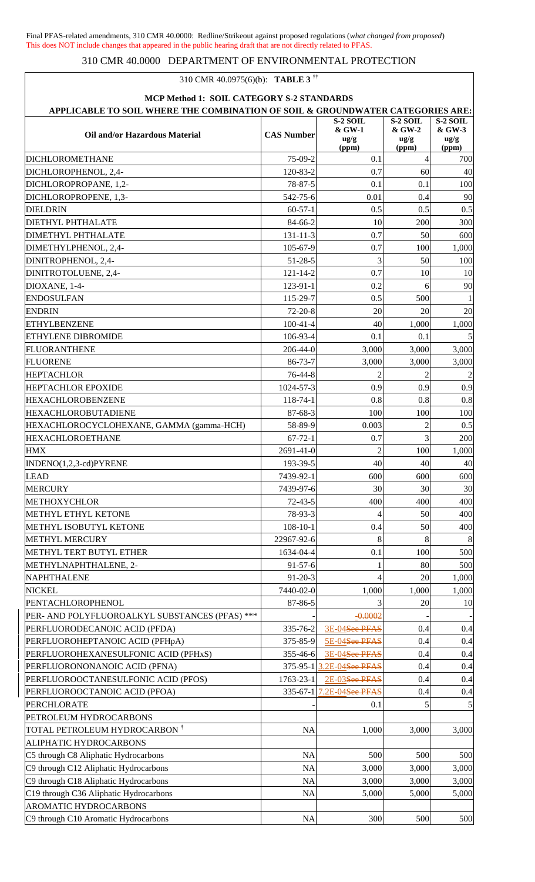Final PFAS-related amendments, 310 CMR 40.0000: Redline/Strikeout against proposed regulations (*what changed from proposed*)
This does NOT include changes that appeared in the public hearing draft that are not directly related to PFAS.

# 310 CMR 40.0000 DEPARTMENT OF ENVIRONMENTAL PROTECTION

## 310 CMR 40.0975(6)(b): TABLE 3 ††

### MCP Method 1: SOIL CATEGORY S-2 STANDARDS

**APPLICABLE TO SOIL WHERE THE COMBINATION OF SOIL & GROUNDWATER CATEGORIES ARE:**

| Oil and/or Hazardous Material | CAS Number | S-2 SOIL & GW-1 ug/g (ppm) | S-2 SOIL & GW-2 ug/g (ppm) | S-2 SOIL & GW-3 ug/g (ppm) |
|---|---|---|---|---|
| DICHLOROMETHANE | 75-09-2 | 0.1 | 4 | 700 |
| DICHLOROPHENOL, 2,4- | 120-83-2 | 0.7 | 60 | 40 |
| DICHLOROPROPANE, 1,2- | 78-87-5 | 0.1 | 0.1 | 100 |
| DICHLOROPROPENE, 1,3- | 542-75-6 | 0.01 | 0.4 | 90 |
| DIELDRIN | 60-57-1 | 0.5 | 0.5 | 0.5 |
| DIETHYL PHTHALATE | 84-66-2 | 10 | 200 | 300 |
| DIMETHYL PHTHALATE | 131-11-3 | 0.7 | 50 | 600 |
| DIMETHYLPHENOL, 2,4- | 105-67-9 | 0.7 | 100 | 1,000 |
| DINITROPHENOL, 2,4- | 51-28-5 | 3 | 50 | 100 |
| DINITROTOLUENE, 2,4- | 121-14-2 | 0.7 | 10 | 10 |
| DIOXANE, 1-4- | 123-91-1 | 0.2 | 6 | 90 |
| ENDOSULFAN | 115-29-7 | 0.5 | 500 | 1 |
| ENDRIN | 72-20-8 | 20 | 20 | 20 |
| ETHYLBENZENE | 100-41-4 | 40 | 1,000 | 1,000 |
| ETHYLENE DIBROMIDE | 106-93-4 | 0.1 | 0.1 | 5 |
| FLUORANTHENE | 206-44-0 | 3,000 | 3,000 | 3,000 |
| FLUORENE | 86-73-7 | 3,000 | 3,000 | 3,000 |
| HEPTACHLOR | 76-44-8 | 2 | 2 | 2 |
| HEPTACHLOR EPOXIDE | 1024-57-3 | 0.9 | 0.9 | 0.9 |
| HEXACHLOROBENZENE | 118-74-1 | 0.8 | 0.8 | 0.8 |
| HEXACHLOROBUTADIENE | 87-68-3 | 100 | 100 | 100 |
| HEXACHLOROCYCLOHEXANE, GAMMA (gamma-HCH) | 58-89-9 | 0.003 | 2 | 0.5 |
| HEXACHLOROETHANE | 67-72-1 | 0.7 | 3 | 200 |
| HMX | 2691-41-0 | 2 | 100 | 1,000 |
| INDENO(1,2,3-cd)PYRENE | 193-39-5 | 40 | 40 | 40 |
| LEAD | 7439-92-1 | 600 | 600 | 600 |
| MERCURY | 7439-97-6 | 30 | 30 | 30 |
| METHOXYCHLOR | 72-43-5 | 400 | 400 | 400 |
| METHYL ETHYL KETONE | 78-93-3 | 4 | 50 | 400 |
| METHYL ISOBUTYL KETONE | 108-10-1 | 0.4 | 50 | 400 |
| METHYL MERCURY | 22967-92-6 | 8 | 8 | 8 |
| METHYL TERT BUTYL ETHER | 1634-04-4 | 0.1 | 100 | 500 |
| METHYLNAPHTHALENE, 2- | 91-57-6 | 1 | 80 | 500 |
| NAPHTHALENE | 91-20-3 | 4 | 20 | 1,000 |
| NICKEL | 7440-02-0 | 1,000 | 1,000 | 1,000 |
| PENTACHLOROPHENOL | 87-86-5 | 3 | 20 | 10 |
| PER- AND POLYFLUOROALKYL SUBSTANCES (PFAS) *** | - | -~~0.0002~~ | - | - |
| PERFLUORODECANOIC ACID (PFDA) | 335-76-2 | 3E-04~~See PFAS~~ | 0.4 | 0.4 |
| PERFLUOROHEPTANOIC ACID (PFHpA) | 375-85-9 | 5E-04~~See PFAS~~ | 0.4 | 0.4 |
| PERFLUOROHEXANESULFONIC ACID (PFHxS) | 355-46-6 | 3E-04~~See PFAS~~ | 0.4 | 0.4 |
| PERFLUORONONANOIC ACID (PFNA) | 375-95-1 | 3.2E-04~~See PFAS~~ | 0.4 | 0.4 |
| PERFLUOROOCTANESULFONIC ACID (PFOS) | 1763-23-1 | 2E-03~~See PFAS~~ | 0.4 | 0.4 |
| PERFLUOROOCTANOIC ACID (PFOA) | 335-67-1 | 7.2E-04~~See PFAS~~ | 0.4 | 0.4 |
| PERCHLORATE | - | 0.1 | 5 | 5 |
| PETROLEUM HYDROCARBONS | | | | |
| TOTAL PETROLEUM HYDROCARBON † | NA | 1,000 | 3,000 | 3,000 |
| ALIPHATIC HYDROCARBONS | | | | |
| C5 through C8 Aliphatic Hydrocarbons | NA | 500 | 500 | 500 |
| C9 through C12 Aliphatic Hydrocarbons | NA | 3,000 | 3,000 | 3,000 |
| C9 through C18 Aliphatic Hydrocarbons | NA | 3,000 | 3,000 | 3,000 |
| C19 through C36 Aliphatic Hydrocarbons | NA | 5,000 | 5,000 | 5,000 |
| AROMATIC HYDROCARBONS | | | | |
| C9 through C10 Aromatic Hydrocarbons | NA | 300 | 500 | 500 |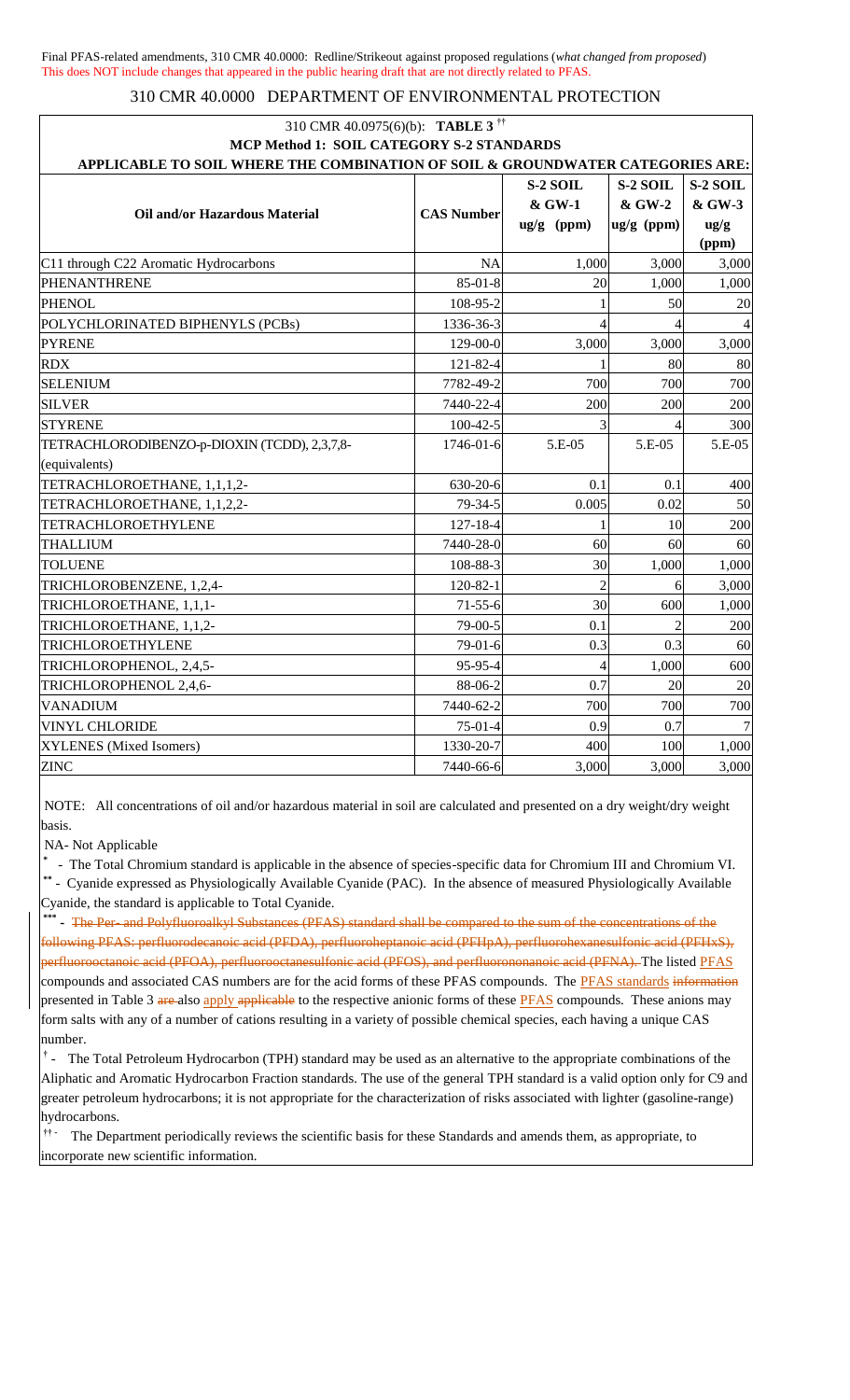Final PFAS-related amendments, 310 CMR 40.0000: Redline/Strikeout against proposed regulations (*what changed from proposed*)
This does NOT include changes that appeared in the public hearing draft that are not directly related to PFAS.

# 310 CMR 40.0000 DEPARTMENT OF ENVIRONMENTAL PROTECTION

**310 CMR 40.0975(6)(b): TABLE 3** [††]

**MCP Method 1: SOIL CATEGORY S-2 STANDARDS**

**APPLICABLE TO SOIL WHERE THE COMBINATION OF SOIL & GROUNDWATER CATEGORIES ARE:**

| Oil and/or Hazardous Material | CAS Number | S-2 SOIL & GW-1 ug/g (ppm) | S-2 SOIL & GW-2 ug/g (ppm) | S-2 SOIL & GW-3 ug/g (ppm) |
|---|---|---|---|---|
| C11 through C22 Aromatic Hydrocarbons | NA | 1,000 | 3,000 | 3,000 |
| PHENANTHRENE | 85-01-8 | 20 | 1,000 | 1,000 |
| PHENOL | 108-95-2 | 1 | 50 | 20 |
| POLYCHLORINATED BIPHENYLS (PCBs) | 1336-36-3 | 4 | 4 | 4 |
| PYRENE | 129-00-0 | 3,000 | 3,000 | 3,000 |
| RDX | 121-82-4 | 1 | 80 | 80 |
| SELENIUM | 7782-49-2 | 700 | 700 | 700 |
| SILVER | 7440-22-4 | 200 | 200 | 200 |
| STYRENE | 100-42-5 | 3 | 4 | 300 |
| TETRACHLORODIBENZO-p-DIOXIN (TCDD), 2,3,7,8- (equivalents) | 1746-01-6 | 5.E-05 | 5.E-05 | 5.E-05 |
| TETRACHLOROETHANE, 1,1,1,2- | 630-20-6 | 0.1 | 0.1 | 400 |
| TETRACHLOROETHANE, 1,1,2,2- | 79-34-5 | 0.005 | 0.02 | 50 |
| TETRACHLOROETHYLENE | 127-18-4 | 1 | 10 | 200 |
| THALLIUM | 7440-28-0 | 60 | 60 | 60 |
| TOLUENE | 108-88-3 | 30 | 1,000 | 1,000 |
| TRICHLOROBENZENE, 1,2,4- | 120-82-1 | 2 | 6 | 3,000 |
| TRICHLOROETHANE, 1,1,1- | 71-55-6 | 30 | 600 | 1,000 |
| TRICHLOROETHANE, 1,1,2- | 79-00-5 | 0.1 | 2 | 200 |
| TRICHLOROETHYLENE | 79-01-6 | 0.3 | 0.3 | 60 |
| TRICHLOROPHENOL, 2,4,5- | 95-95-4 | 4 | 1,000 | 600 |
| TRICHLOROPHENOL 2,4,6- | 88-06-2 | 0.7 | 20 | 20 |
| VANADIUM | 7440-62-2 | 700 | 700 | 700 |
| VINYL CHLORIDE | 75-01-4 | 0.9 | 0.7 | 7 |
| XYLENES (Mixed Isomers) | 1330-20-7 | 400 | 100 | 1,000 |
| ZINC | 7440-66-6 | 3,000 | 3,000 | 3,000 |

NOTE: All concentrations of oil and/or hazardous material in soil are calculated and presented on a dry weight/dry weight basis.

NA- Not Applicable

[*] - The Total Chromium standard is applicable in the absence of species-specific data for Chromium III and Chromium VI.

[**] - Cyanide expressed as Physiologically Available Cyanide (PAC). In the absence of measured Physiologically Available Cyanide, the standard is applicable to Total Cyanide.

[***] - ~~The Per- and Polyfluoroalkyl Substances (PFAS) standard shall be compared to the sum of the concentrations of the following PFAS: perfluorodecanoic acid (PFDA), perfluoroheptanoic acid (PFHpA), perfluorohexanesulfonic acid (PFHxS), perfluorooctanoic acid (PFOA), perfluorooctanesulfonic acid (PFOS), and perfluorononanoic acid (PFNA).~~ The listed PFAS compounds and associated CAS numbers are for the acid forms of these PFAS compounds. The PFAS standards ~~information~~ presented in Table 3 ~~are~~ also apply ~~applicable~~ to the respective anionic forms of these PFAS compounds. These anions may form salts with any of a number of cations resulting in a variety of possible chemical species, each having a unique CAS number.

[†] - The Total Petroleum Hydrocarbon (TPH) standard may be used as an alternative to the appropriate combinations of the Aliphatic and Aromatic Hydrocarbon Fraction standards. The use of the general TPH standard is a valid option only for C9 and greater petroleum hydrocarbons; it is not appropriate for the characterization of risks associated with lighter (gasoline-range) hydrocarbons.

[††] - The Department periodically reviews the scientific basis for these Standards and amends them, as appropriate, to incorporate new scientific information.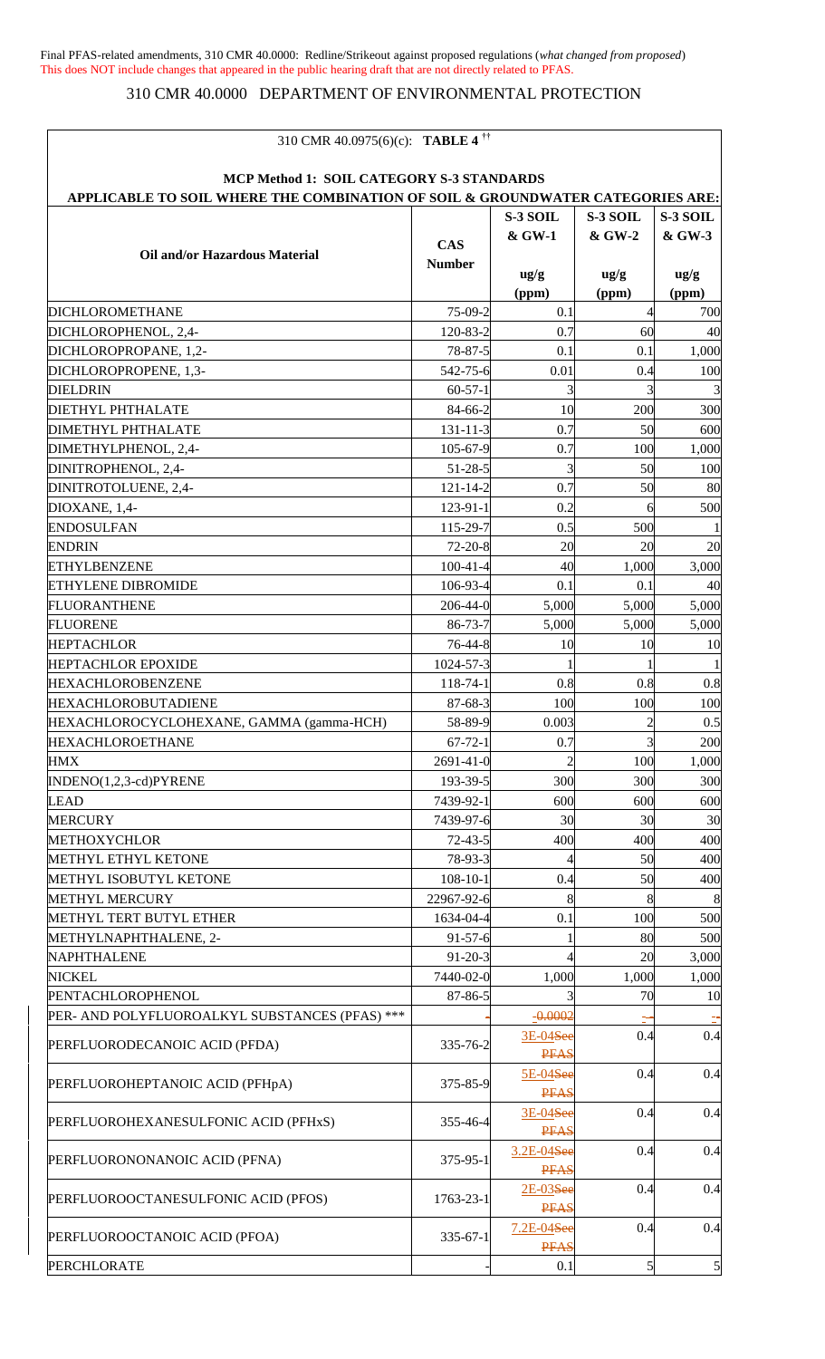Final PFAS-related amendments, 310 CMR 40.0000: Redline/Strikeout against proposed regulations (*what changed from proposed*)
This does NOT include changes that appeared in the public hearing draft that are not directly related to PFAS.

# 310 CMR 40.0000 DEPARTMENT OF ENVIRONMENTAL PROTECTION

310 CMR 40.0975(6)(c): **TABLE 4** [††]

**MCP Method 1: SOIL CATEGORY S-3 STANDARDS**
**APPLICABLE TO SOIL WHERE THE COMBINATION OF SOIL & GROUNDWATER CATEGORIES ARE:**

| Oil and/or Hazardous Material | CAS Number | S-3 SOIL & GW-1 ug/g (ppm) | S-3 SOIL & GW-2 ug/g (ppm) | S-3 SOIL & GW-3 ug/g (ppm) |
|---|---|---|---|---|
| DICHLOROMETHANE | 75-09-2 | 0.1 | 4 | 700 |
| DICHLOROPHENOL, 2,4- | 120-83-2 | 0.7 | 60 | 40 |
| DICHLOROPROPANE, 1,2- | 78-87-5 | 0.1 | 0.1 | 1,000 |
| DICHLOROPROPENE, 1,3- | 542-75-6 | 0.01 | 0.4 | 100 |
| DIELDRIN | 60-57-1 | 3 | 3 | 3 |
| DIETHYL PHTHALATE | 84-66-2 | 10 | 200 | 300 |
| DIMETHYL PHTHALATE | 131-11-3 | 0.7 | 50 | 600 |
| DIMETHYLPHENOL, 2,4- | 105-67-9 | 0.7 | 100 | 1,000 |
| DINITROPHENOL, 2,4- | 51-28-5 | 3 | 50 | 100 |
| DINITROTOLUENE, 2,4- | 121-14-2 | 0.7 | 50 | 80 |
| DIOXANE, 1,4- | 123-91-1 | 0.2 | 6 | 500 |
| ENDOSULFAN | 115-29-7 | 0.5 | 500 | 1 |
| ENDRIN | 72-20-8 | 20 | 20 | 20 |
| ETHYLBENZENE | 100-41-4 | 40 | 1,000 | 3,000 |
| ETHYLENE DIBROMIDE | 106-93-4 | 0.1 | 0.1 | 40 |
| FLUORANTHENE | 206-44-0 | 5,000 | 5,000 | 5,000 |
| FLUORENE | 86-73-7 | 5,000 | 5,000 | 5,000 |
| HEPTACHLOR | 76-44-8 | 10 | 10 | 10 |
| HEPTACHLOR EPOXIDE | 1024-57-3 | 1 | 1 | 1 |
| HEXACHLOROBENZENE | 118-74-1 | 0.8 | 0.8 | 0.8 |
| HEXACHLOROBUTADIENE | 87-68-3 | 100 | 100 | 100 |
| HEXACHLOROCYCLOHEXANE, GAMMA (gamma-HCH) | 58-89-9 | 0.003 | 2 | 0.5 |
| HEXACHLOROETHANE | 67-72-1 | 0.7 | 3 | 200 |
| HMX | 2691-41-0 | 2 | 100 | 1,000 |
| INDENO(1,2,3-cd)PYRENE | 193-39-5 | 300 | 300 | 300 |
| LEAD | 7439-92-1 | 600 | 600 | 600 |
| MERCURY | 7439-97-6 | 30 | 30 | 30 |
| METHOXYCHLOR | 72-43-5 | 400 | 400 | 400 |
| METHYL ETHYL KETONE | 78-93-3 | 4 | 50 | 400 |
| METHYL ISOBUTYL KETONE | 108-10-1 | 0.4 | 50 | 400 |
| METHYL MERCURY | 22967-92-6 | 8 | 8 | 8 |
| METHYL TERT BUTYL ETHER | 1634-04-4 | 0.1 | 100 | 500 |
| METHYLNAPHTHALENE, 2- | 91-57-6 | 1 | 80 | 500 |
| NAPHTHALENE | 91-20-3 | 4 | 20 | 3,000 |
| NICKEL | 7440-02-0 | 1,000 | 1,000 | 1,000 |
| PENTACHLOROPHENOL | 87-86-5 | 3 | 70 | 10 |
| PER- AND POLYFLUOROALKYL SUBSTANCES (PFAS) *** | - | ~~-0.0002~~ | ~~-~~ | ~~-~~ |
| PERFLUORODECANOIC ACID (PFDA) | 335-76-2 | 3E-04~~See PFAS~~ | 0.4 | 0.4 |
| PERFLUOROHEPTANOIC ACID (PFHpA) | 375-85-9 | 5E-04~~See PFAS~~ | 0.4 | 0.4 |
| PERFLUOROHEXANESULFONIC ACID (PFHxS) | 355-46-4 | 3E-04~~See PFAS~~ | 0.4 | 0.4 |
| PERFLUORONONANOIC ACID (PFNA) | 375-95-1 | 3.2E-04~~See PFAS~~ | 0.4 | 0.4 |
| PERFLUOROOCTANESULFONIC ACID (PFOS) | 1763-23-1 | 2E-03~~See PFAS~~ | 0.4 | 0.4 |
| PERFLUOROOCTANOIC ACID (PFOA) | 335-67-1 | 7.2E-04~~See PFAS~~ | 0.4 | 0.4 |
| PERCHLORATE | - | 0.1 | 5 | 5 |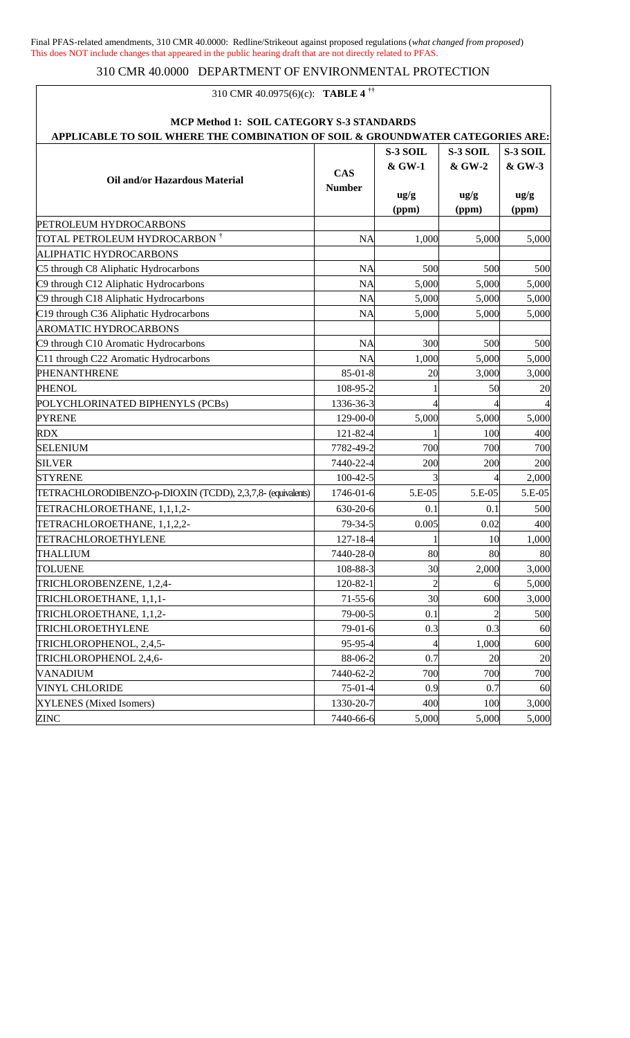Final PFAS-related amendments, 310 CMR 40.0000: Redline/Strikeout against proposed regulations (*what changed from proposed*)
This does NOT include changes that appeared in the public hearing draft that are not directly related to PFAS.

# 310 CMR 40.0000 DEPARTMENT OF ENVIRONMENTAL PROTECTION

310 CMR 40.0975(6)(c): **TABLE 4** ††

**MCP Method 1: SOIL CATEGORY S-3 STANDARDS**

**APPLICABLE TO SOIL WHERE THE COMBINATION OF SOIL & GROUNDWATER CATEGORIES ARE:**

| Oil and/or Hazardous Material | CAS Number | S-3 SOIL & GW-1 ug/g (ppm) | S-3 SOIL & GW-2 ug/g (ppm) | S-3 SOIL & GW-3 ug/g (ppm) |
|---|---|---|---|---|
| PETROLEUM HYDROCARBONS | | | | |
| TOTAL PETROLEUM HYDROCARBON † | NA | 1,000 | 5,000 | 5,000 |
| ALIPHATIC HYDROCARBONS | | | | |
| C5 through C8 Aliphatic Hydrocarbons | NA | 500 | 500 | 500 |
| C9 through C12 Aliphatic Hydrocarbons | NA | 5,000 | 5,000 | 5,000 |
| C9 through C18 Aliphatic Hydrocarbons | NA | 5,000 | 5,000 | 5,000 |
| C19 through C36 Aliphatic Hydrocarbons | NA | 5,000 | 5,000 | 5,000 |
| AROMATIC HYDROCARBONS | | | | |
| C9 through C10 Aromatic Hydrocarbons | NA | 300 | 500 | 500 |
| C11 through C22 Aromatic Hydrocarbons | NA | 1,000 | 5,000 | 5,000 |
| PHENANTHRENE | 85-01-8 | 20 | 3,000 | 3,000 |
| PHENOL | 108-95-2 | 1 | 50 | 20 |
| POLYCHLORINATED BIPHENYLS (PCBs) | 1336-36-3 | 4 | 4 | 4 |
| PYRENE | 129-00-0 | 5,000 | 5,000 | 5,000 |
| RDX | 121-82-4 | 1 | 100 | 400 |
| SELENIUM | 7782-49-2 | 700 | 700 | 700 |
| SILVER | 7440-22-4 | 200 | 200 | 200 |
| STYRENE | 100-42-5 | 3 | 4 | 2,000 |
| TETRACHLORODIBENZO-p-DIOXIN (TCDD), 2,3,7,8- (equivalents) | 1746-01-6 | 5.E-05 | 5.E-05 | 5.E-05 |
| TETRACHLOROETHANE, 1,1,1,2- | 630-20-6 | 0.1 | 0.1 | 500 |
| TETRACHLOROETHANE, 1,1,2,2- | 79-34-5 | 0.005 | 0.02 | 400 |
| TETRACHLOROETHYLENE | 127-18-4 | 1 | 10 | 1,000 |
| THALLIUM | 7440-28-0 | 80 | 80 | 80 |
| TOLUENE | 108-88-3 | 30 | 2,000 | 3,000 |
| TRICHLOROBENZENE, 1,2,4- | 120-82-1 | 2 | 6 | 5,000 |
| TRICHLOROETHANE, 1,1,1- | 71-55-6 | 30 | 600 | 3,000 |
| TRICHLOROETHANE, 1,1,2- | 79-00-5 | 0.1 | 2 | 500 |
| TRICHLOROETHYLENE | 79-01-6 | 0.3 | 0.3 | 60 |
| TRICHLOROPHENOL, 2,4,5- | 95-95-4 | 4 | 1,000 | 600 |
| TRICHLOROPHENOL 2,4,6- | 88-06-2 | 0.7 | 20 | 20 |
| VANADIUM | 7440-62-2 | 700 | 700 | 700 |
| VINYL CHLORIDE | 75-01-4 | 0.9 | 0.7 | 60 |
| XYLENES (Mixed Isomers) | 1330-20-7 | 400 | 100 | 3,000 |
| ZINC | 7440-66-6 | 5,000 | 5,000 | 5,000 |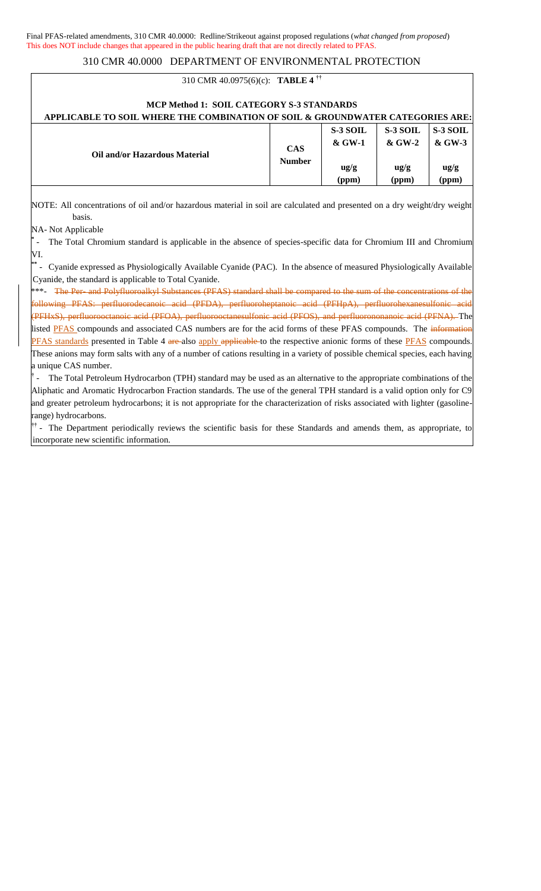Final PFAS-related amendments, 310 CMR 40.0000: Redline/Strikeout against proposed regulations (*what changed from proposed*)
This does NOT include changes that appeared in the public hearing draft that are not directly related to PFAS.

# 310 CMR 40.0000 DEPARTMENT OF ENVIRONMENTAL PROTECTION

310 CMR 40.0975(6)(c): **TABLE 4** ††

**MCP Method 1: SOIL CATEGORY S-3 STANDARDS**
**APPLICABLE TO SOIL WHERE THE COMBINATION OF SOIL & GROUNDWATER CATEGORIES ARE:**

| Oil and/or Hazardous Material | CAS Number | S-3 SOIL & GW-1 ug/g (ppm) | S-3 SOIL & GW-2 ug/g (ppm) | S-3 SOIL & GW-3 ug/g (ppm) |
|---|---|---|---|---|

NOTE: All concentrations of oil and/or hazardous material in soil are calculated and presented on a dry weight/dry weight basis.

NA- Not Applicable

\* - The Total Chromium standard is applicable in the absence of species-specific data for Chromium III and Chromium VI.

\** - Cyanide expressed as Physiologically Available Cyanide (PAC). In the absence of measured Physiologically Available Cyanide, the standard is applicable to Total Cyanide.

\***- ~~The Per- and Polyfluoroalkyl Substances (PFAS) standard shall be compared to the sum of the concentrations of the following PFAS: perfluorodecanoic acid (PFDA), perfluoroheptanoic acid (PFHpA), perfluorohexanesulfonic acid (PFHxS), perfluorooctanoic acid (PFOA), perfluorooctanesulfonic acid (PFOS), and perfluorononanoic acid (PFNA).~~ The listed PFAS compounds and associated CAS numbers are for the acid forms of these PFAS compounds. The ~~information~~ PFAS standards presented in Table 4 ~~are~~ also apply ~~applicable~~ to the respective anionic forms of these PFAS compounds. These anions may form salts with any of a number of cations resulting in a variety of possible chemical species, each having a unique CAS number.

† - The Total Petroleum Hydrocarbon (TPH) standard may be used as an alternative to the appropriate combinations of the Aliphatic and Aromatic Hydrocarbon Fraction standards. The use of the general TPH standard is a valid option only for C9 and greater petroleum hydrocarbons; it is not appropriate for the characterization of risks associated with lighter (gasoline-range) hydrocarbons.

†† - The Department periodically reviews the scientific basis for these Standards and amends them, as appropriate, to incorporate new scientific information.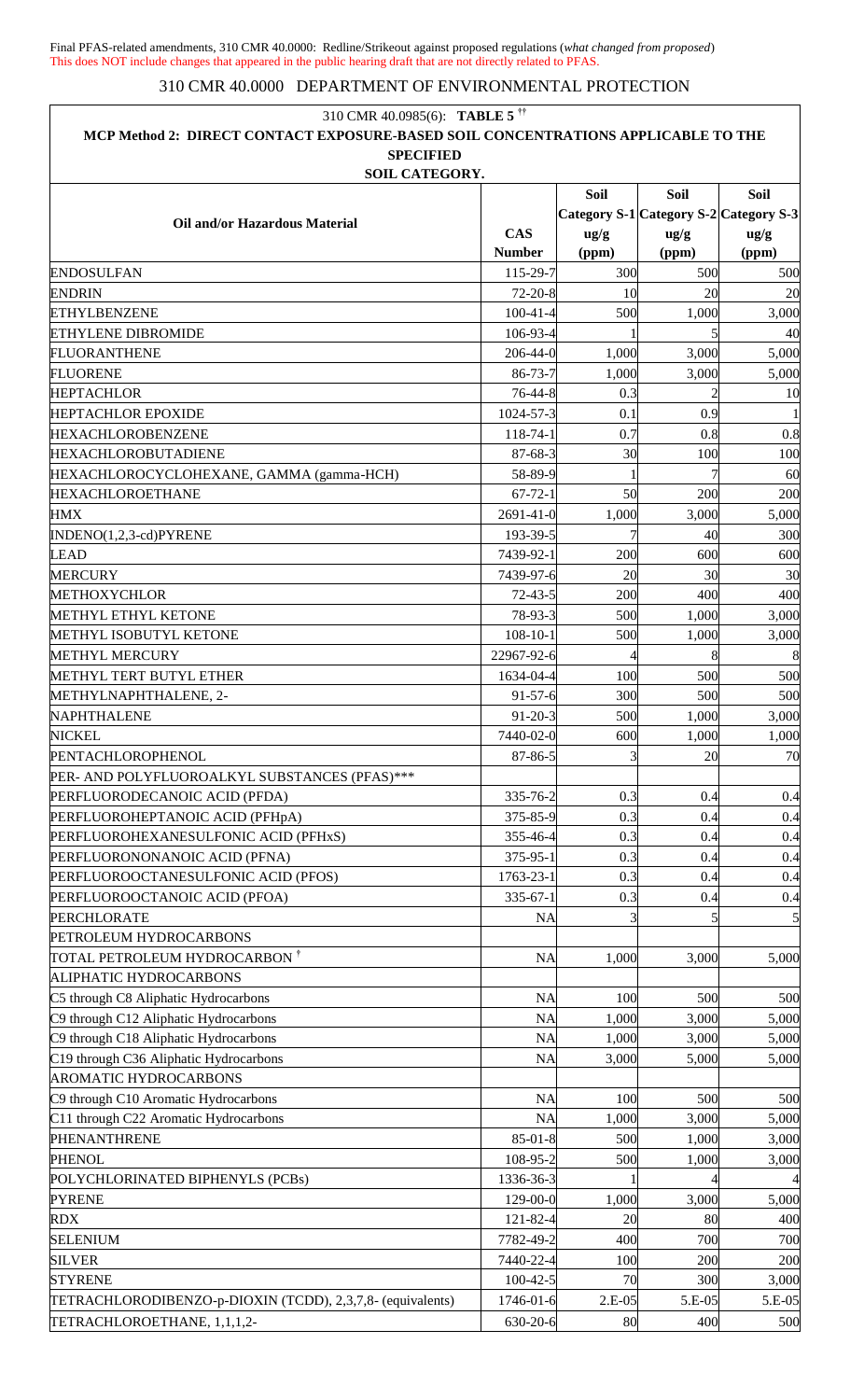Final PFAS-related amendments, 310 CMR 40.0000: Redline/Strikeout against proposed regulations (*what changed from proposed*)
This does NOT include changes that appeared in the public hearing draft that are not directly related to PFAS.

## 310 CMR 40.0000 DEPARTMENT OF ENVIRONMENTAL PROTECTION

### 310 CMR 40.0985(6): TABLE 5 ††

### MCP Method 2: DIRECT CONTACT EXPOSURE-BASED SOIL CONCENTRATIONS APPLICABLE TO THE SPECIFIED SOIL CATEGORY.

| Oil and/or Hazardous Material | CAS Number | Soil Category S-1 ug/g (ppm) | Soil Category S-2 ug/g (ppm) | Soil Category S-3 ug/g (ppm) |
|---|---|---|---|---|
| ENDOSULFAN | 115-29-7 | 300 | 500 | 500 |
| ENDRIN | 72-20-8 | 10 | 20 | 20 |
| ETHYLBENZENE | 100-41-4 | 500 | 1,000 | 3,000 |
| ETHYLENE DIBROMIDE | 106-93-4 | 1 | 5 | 40 |
| FLUORANTHENE | 206-44-0 | 1,000 | 3,000 | 5,000 |
| FLUORENE | 86-73-7 | 1,000 | 3,000 | 5,000 |
| HEPTACHLOR | 76-44-8 | 0.3 | 2 | 10 |
| HEPTACHLOR EPOXIDE | 1024-57-3 | 0.1 | 0.9 | 1 |
| HEXACHLOROBENZENE | 118-74-1 | 0.7 | 0.8 | 0.8 |
| HEXACHLOROBUTADIENE | 87-68-3 | 30 | 100 | 100 |
| HEXACHLOROCYCLOHEXANE, GAMMA (gamma-HCH) | 58-89-9 | 1 | 7 | 60 |
| HEXACHLOROETHANE | 67-72-1 | 50 | 200 | 200 |
| HMX | 2691-41-0 | 1,000 | 3,000 | 5,000 |
| INDENO(1,2,3-cd)PYRENE | 193-39-5 | 7 | 40 | 300 |
| LEAD | 7439-92-1 | 200 | 600 | 600 |
| MERCURY | 7439-97-6 | 20 | 30 | 30 |
| METHOXYCHLOR | 72-43-5 | 200 | 400 | 400 |
| METHYL ETHYL KETONE | 78-93-3 | 500 | 1,000 | 3,000 |
| METHYL ISOBUTYL KETONE | 108-10-1 | 500 | 1,000 | 3,000 |
| METHYL MERCURY | 22967-92-6 | 4 | 8 | 8 |
| METHYL TERT BUTYL ETHER | 1634-04-4 | 100 | 500 | 500 |
| METHYLNAPHTHALENE, 2- | 91-57-6 | 300 | 500 | 500 |
| NAPHTHALENE | 91-20-3 | 500 | 1,000 | 3,000 |
| NICKEL | 7440-02-0 | 600 | 1,000 | 1,000 |
| PENTACHLOROPHENOL | 87-86-5 | 3 | 20 | 70 |
| PER- AND POLYFLUOROALKYL SUBSTANCES (PFAS)*** | | | | |
| PERFLUORODECANOIC ACID (PFDA) | 335-76-2 | 0.3 | 0.4 | 0.4 |
| PERFLUOROHEPTANOIC ACID (PFHpA) | 375-85-9 | 0.3 | 0.4 | 0.4 |
| PERFLUOROHEXANESULFONIC ACID (PFHxS) | 355-46-4 | 0.3 | 0.4 | 0.4 |
| PERFLUORONONANOIC ACID (PFNA) | 375-95-1 | 0.3 | 0.4 | 0.4 |
| PERFLUOROOCTANESULFONIC ACID (PFOS) | 1763-23-1 | 0.3 | 0.4 | 0.4 |
| PERFLUOROOCTANOIC ACID (PFOA) | 335-67-1 | 0.3 | 0.4 | 0.4 |
| PERCHLORATE | NA | 3 | 5 | 5 |
| PETROLEUM HYDROCARBONS | | | | |
| TOTAL PETROLEUM HYDROCARBON † | NA | 1,000 | 3,000 | 5,000 |
| ALIPHATIC HYDROCARBONS | | | | |
| C5 through C8 Aliphatic Hydrocarbons | NA | 100 | 500 | 500 |
| C9 through C12 Aliphatic Hydrocarbons | NA | 1,000 | 3,000 | 5,000 |
| C9 through C18 Aliphatic Hydrocarbons | NA | 1,000 | 3,000 | 5,000 |
| C19 through C36 Aliphatic Hydrocarbons | NA | 3,000 | 5,000 | 5,000 |
| AROMATIC HYDROCARBONS | | | | |
| C9 through C10 Aromatic Hydrocarbons | NA | 100 | 500 | 500 |
| C11 through C22 Aromatic Hydrocarbons | NA | 1,000 | 3,000 | 5,000 |
| PHENANTHRENE | 85-01-8 | 500 | 1,000 | 3,000 |
| PHENOL | 108-95-2 | 500 | 1,000 | 3,000 |
| POLYCHLORINATED BIPHENYLS (PCBs) | 1336-36-3 | 1 | 4 | 4 |
| PYRENE | 129-00-0 | 1,000 | 3,000 | 5,000 |
| RDX | 121-82-4 | 20 | 80 | 400 |
| SELENIUM | 7782-49-2 | 400 | 700 | 700 |
| SILVER | 7440-22-4 | 100 | 200 | 200 |
| STYRENE | 100-42-5 | 70 | 300 | 3,000 |
| TETRACHLORODIBENZO-p-DIOXIN (TCDD), 2,3,7,8- (equivalents) | 1746-01-6 | 2.E-05 | 5.E-05 | 5.E-05 |
| TETRACHLOROETHANE, 1,1,1,2- | 630-20-6 | 80 | 400 | 500 |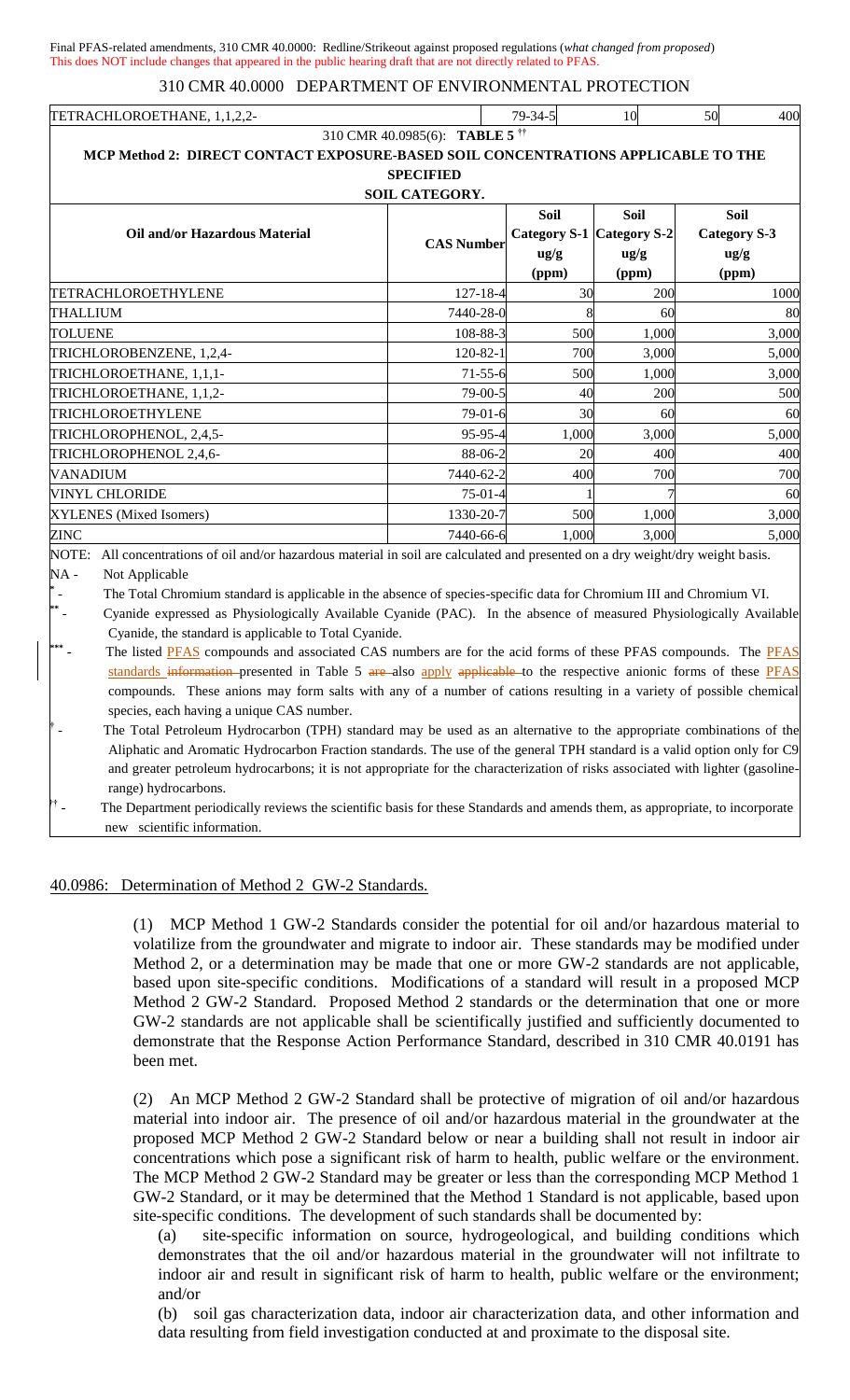Final PFAS-related amendments, 310 CMR 40.0000: Redline/Strikeout against proposed regulations (*what changed from proposed*)
This does NOT include changes that appeared in the public hearing draft that are not directly related to PFAS.

| TETRACHLOROETHANE, 1,1,2,2- | 79-34-5 | 10 | 50 | 400 |
|---|---|---|---|---|

310 CMR 40.0985(6): **TABLE 5** ††

**MCP Method 2: DIRECT CONTACT EXPOSURE-BASED SOIL CONCENTRATIONS APPLICABLE TO THE SPECIFIED SOIL CATEGORY.**

| Oil and/or Hazardous Material | CAS Number | Soil Category S-1 ug/g (ppm) | Soil Category S-2 ug/g (ppm) | Soil Category S-3 ug/g (ppm) |
|---|---|---|---|---|
| TETRACHLOROETHYLENE | 127-18-4 | 30 | 200 | 1000 |
| THALLIUM | 7440-28-0 | 8 | 60 | 80 |
| TOLUENE | 108-88-3 | 500 | 1,000 | 3,000 |
| TRICHLOROBENZENE, 1,2,4- | 120-82-1 | 700 | 3,000 | 5,000 |
| TRICHLOROETHANE, 1,1,1- | 71-55-6 | 500 | 1,000 | 3,000 |
| TRICHLOROETHANE, 1,1,2- | 79-00-5 | 40 | 200 | 500 |
| TRICHLOROETHYLENE | 79-01-6 | 30 | 60 | 60 |
| TRICHLOROPHENOL, 2,4,5- | 95-95-4 | 1,000 | 3,000 | 5,000 |
| TRICHLOROPHENOL 2,4,6- | 88-06-2 | 20 | 400 | 400 |
| VANADIUM | 7440-62-2 | 400 | 700 | 700 |
| VINYL CHLORIDE | 75-01-4 | 1 | 7 | 60 |
| XYLENES (Mixed Isomers) | 1330-20-7 | 500 | 1,000 | 3,000 |
| ZINC | 7440-66-6 | 1,000 | 3,000 | 5,000 |

NOTE: All concentrations of oil and/or hazardous material in soil are calculated and presented on a dry weight/dry weight basis.

NA - Not Applicable

\* - The Total Chromium standard is applicable in the absence of species-specific data for Chromium III and Chromium VI.

\*\* - Cyanide expressed as Physiologically Available Cyanide (PAC). In the absence of measured Physiologically Available Cyanide, the standard is applicable to Total Cyanide.

\*\*\* - The listed PFAS compounds and associated CAS numbers are for the acid forms of these PFAS compounds. The PFAS standards ~~information~~ presented in Table 5 ~~are~~ also apply ~~applicable~~ to the respective anionic forms of these PFAS compounds. These anions may form salts with any of a number of cations resulting in a variety of possible chemical species, each having a unique CAS number.

† - The Total Petroleum Hydrocarbon (TPH) standard may be used as an alternative to the appropriate combinations of the Aliphatic and Aromatic Hydrocarbon Fraction standards. The use of the general TPH standard is a valid option only for C9 and greater petroleum hydrocarbons; it is not appropriate for the characterization of risks associated with lighter (gasoline-range) hydrocarbons.

†† - The Department periodically reviews the scientific basis for these Standards and amends them, as appropriate, to incorporate new scientific information.

## 40.0986: Determination of Method 2 GW-2 Standards.

(1) MCP Method 1 GW-2 Standards consider the potential for oil and/or hazardous material to volatilize from the groundwater and migrate to indoor air. These standards may be modified under Method 2, or a determination may be made that one or more GW-2 standards are not applicable, based upon site-specific conditions. Modifications of a standard will result in a proposed MCP Method 2 GW-2 Standard. Proposed Method 2 standards or the determination that one or more GW-2 standards are not applicable shall be scientifically justified and sufficiently documented to demonstrate that the Response Action Performance Standard, described in 310 CMR 40.0191 has been met.

(2) An MCP Method 2 GW-2 Standard shall be protective of migration of oil and/or hazardous material into indoor air. The presence of oil and/or hazardous material in the groundwater at the proposed MCP Method 2 GW-2 Standard below or near a building shall not result in indoor air concentrations which pose a significant risk of harm to health, public welfare or the environment. The MCP Method 2 GW-2 Standard may be greater or less than the corresponding MCP Method 1 GW-2 Standard, or it may be determined that the Method 1 Standard is not applicable, based upon site-specific conditions. The development of such standards shall be documented by:

(a) site-specific information on source, hydrogeological, and building conditions which demonstrates that the oil and/or hazardous material in the groundwater will not infiltrate to indoor air and result in significant risk of harm to health, public welfare or the environment; and/or

(b) soil gas characterization data, indoor air characterization data, and other information and data resulting from field investigation conducted at and proximate to the disposal site.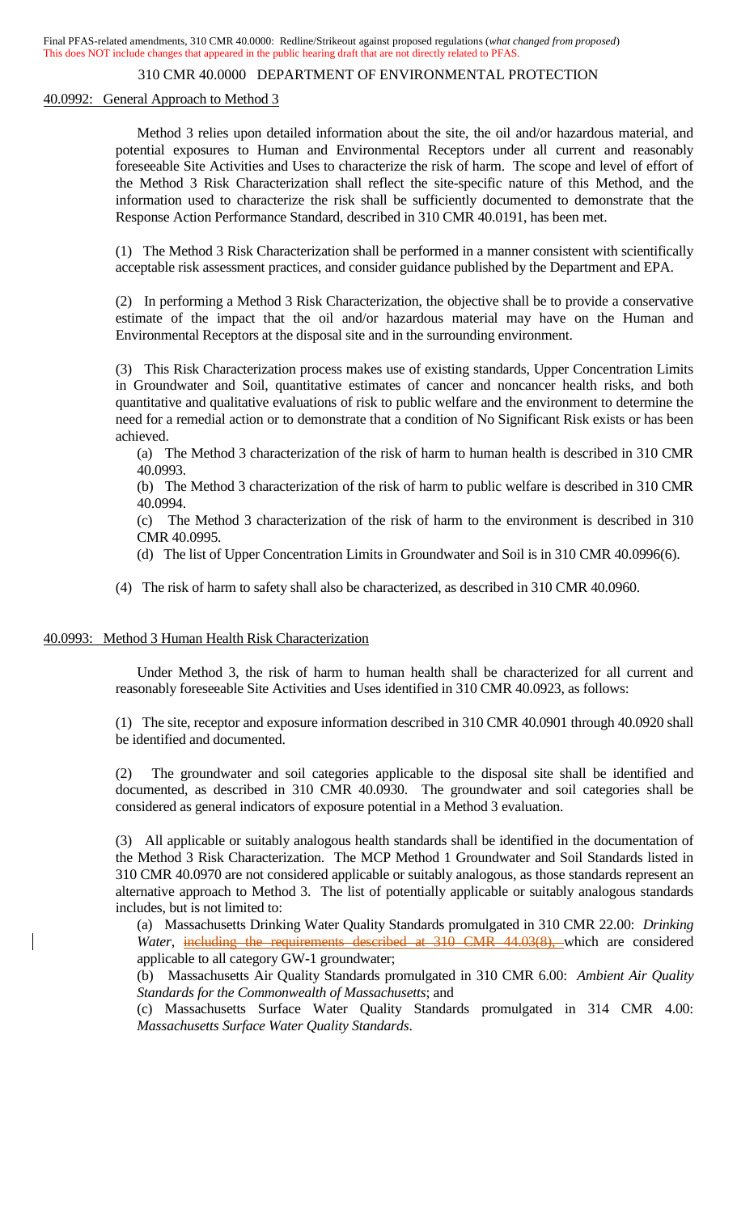Final PFAS-related amendments, 310 CMR 40.0000: Redline/Strikeout against proposed regulations (*what changed from proposed*)
This does NOT include changes that appeared in the public hearing draft that are not directly related to PFAS.

310 CMR 40.0000 DEPARTMENT OF ENVIRONMENTAL PROTECTION

40.0992: General Approach to Method 3

Method 3 relies upon detailed information about the site, the oil and/or hazardous material, and potential exposures to Human and Environmental Receptors under all current and reasonably foreseeable Site Activities and Uses to characterize the risk of harm. The scope and level of effort of the Method 3 Risk Characterization shall reflect the site-specific nature of this Method, and the information used to characterize the risk shall be sufficiently documented to demonstrate that the Response Action Performance Standard, described in 310 CMR 40.0191, has been met.

(1) The Method 3 Risk Characterization shall be performed in a manner consistent with scientifically acceptable risk assessment practices, and consider guidance published by the Department and EPA.

(2) In performing a Method 3 Risk Characterization, the objective shall be to provide a conservative estimate of the impact that the oil and/or hazardous material may have on the Human and Environmental Receptors at the disposal site and in the surrounding environment.

(3) This Risk Characterization process makes use of existing standards, Upper Concentration Limits in Groundwater and Soil, quantitative estimates of cancer and noncancer health risks, and both quantitative and qualitative evaluations of risk to public welfare and the environment to determine the need for a remedial action or to demonstrate that a condition of No Significant Risk exists or has been achieved.

(a) The Method 3 characterization of the risk of harm to human health is described in 310 CMR 40.0993.

(b) The Method 3 characterization of the risk of harm to public welfare is described in 310 CMR 40.0994.

(c) The Method 3 characterization of the risk of harm to the environment is described in 310 CMR 40.0995.

(d) The list of Upper Concentration Limits in Groundwater and Soil is in 310 CMR 40.0996(6).

(4) The risk of harm to safety shall also be characterized, as described in 310 CMR 40.0960.

40.0993: Method 3 Human Health Risk Characterization

Under Method 3, the risk of harm to human health shall be characterized for all current and reasonably foreseeable Site Activities and Uses identified in 310 CMR 40.0923, as follows:

(1) The site, receptor and exposure information described in 310 CMR 40.0901 through 40.0920 shall be identified and documented.

(2) The groundwater and soil categories applicable to the disposal site shall be identified and documented, as described in 310 CMR 40.0930. The groundwater and soil categories shall be considered as general indicators of exposure potential in a Method 3 evaluation.

(3) All applicable or suitably analogous health standards shall be identified in the documentation of the Method 3 Risk Characterization. The MCP Method 1 Groundwater and Soil Standards listed in 310 CMR 40.0970 are not considered applicable or suitably analogous, as those standards represent an alternative approach to Method 3. The list of potentially applicable or suitably analogous standards includes, but is not limited to:

(a) Massachusetts Drinking Water Quality Standards promulgated in 310 CMR 22.00: *Drinking Water*, ~~including the requirements described at 310 CMR 44.03(8),~~ which are considered applicable to all category GW-1 groundwater;

(b) Massachusetts Air Quality Standards promulgated in 310 CMR 6.00: *Ambient Air Quality Standards for the Commonwealth of Massachusetts*; and

(c) Massachusetts Surface Water Quality Standards promulgated in 314 CMR 4.00: *Massachusetts Surface Water Quality Standards*.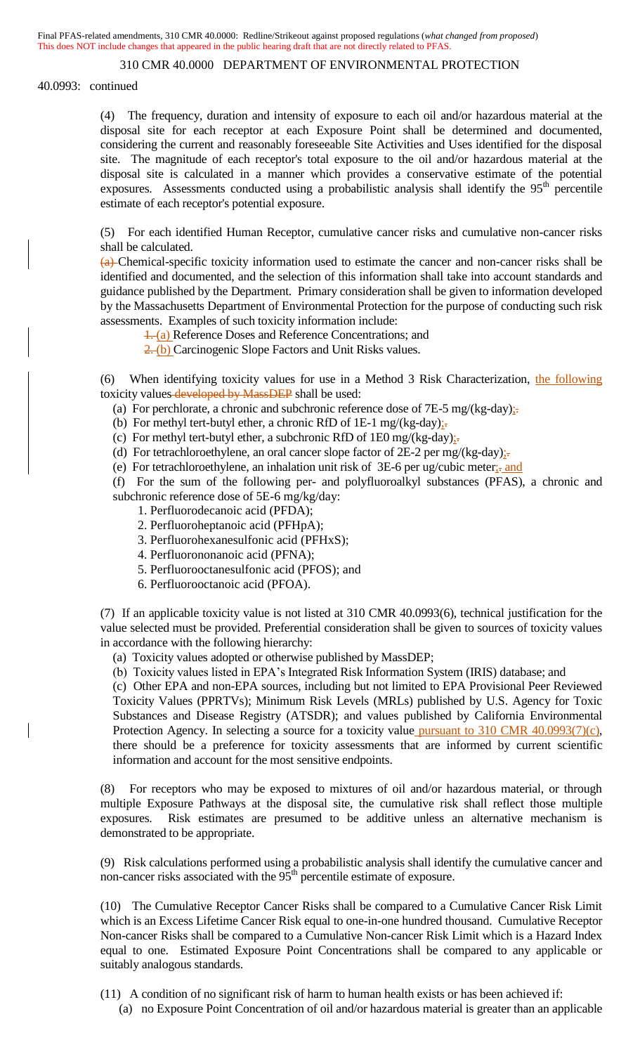Final PFAS-related amendments, 310 CMR 40.0000: Redline/Strikeout against proposed regulations (*what changed from proposed*)
This does NOT include changes that appeared in the public hearing draft that are not directly related to PFAS.

310 CMR 40.0000 DEPARTMENT OF ENVIRONMENTAL PROTECTION

40.0993: continued

(4) The frequency, duration and intensity of exposure to each oil and/or hazardous material at the disposal site for each receptor at each Exposure Point shall be determined and documented, considering the current and reasonably foreseeable Site Activities and Uses identified for the disposal site. The magnitude of each receptor's total exposure to the oil and/or hazardous material at the disposal site is calculated in a manner which provides a conservative estimate of the potential exposures. Assessments conducted using a probabilistic analysis shall identify the 95th percentile estimate of each receptor's potential exposure.

(5) For each identified Human Receptor, cumulative cancer risks and cumulative non-cancer risks shall be calculated.
~~(a)~~ Chemical-specific toxicity information used to estimate the cancer and non-cancer risks shall be identified and documented, and the selection of this information shall take into account standards and guidance published by the Department. Primary consideration shall be given to information developed by the Massachusetts Department of Environmental Protection for the purpose of conducting such risk assessments. Examples of such toxicity information include:

~~1.~~ (a) Reference Doses and Reference Concentrations; and
~~2.~~ (b) Carcinogenic Slope Factors and Unit Risks values.

(6) When identifying toxicity values for use in a Method 3 Risk Characterization, the following toxicity values ~~developed by MassDEP~~ shall be used:

(a) For perchlorate, a chronic and subchronic reference dose of 7E-5 mg/(kg-day);~~.~~
(b) For methyl tert-butyl ether, a chronic RfD of 1E-1 mg/(kg-day);~~.~~
(c) For methyl tert-butyl ether, a subchronic RfD of 1E0 mg/(kg-day);~~.~~
(d) For tetrachloroethylene, an oral cancer slope factor of 2E-2 per mg/(kg-day);~~.~~
(e) For tetrachloroethylene, an inhalation unit risk of 3E-6 per ug/cubic meter;~~.~~ and
(f) For the sum of the following per- and polyfluoroalkyl substances (PFAS), a chronic and subchronic reference dose of 5E-6 mg/kg/day:

1. Perfluorodecanoic acid (PFDA);
2. Perfluoroheptanoic acid (PFHpA);
3. Perfluorohexanesulfonic acid (PFHxS);
4. Perfluorononanoic acid (PFNA);
5. Perfluorooctanesulfonic acid (PFOS); and
6. Perfluorooctanoic acid (PFOA).

(7) If an applicable toxicity value is not listed at 310 CMR 40.0993(6), technical justification for the value selected must be provided. Preferential consideration shall be given to sources of toxicity values in accordance with the following hierarchy:

(a) Toxicity values adopted or otherwise published by MassDEP;
(b) Toxicity values listed in EPA's Integrated Risk Information System (IRIS) database; and
(c) Other EPA and non-EPA sources, including but not limited to EPA Provisional Peer Reviewed Toxicity Values (PPRTVs); Minimum Risk Levels (MRLs) published by U.S. Agency for Toxic Substances and Disease Registry (ATSDR); and values published by California Environmental Protection Agency. In selecting a source for a toxicity value pursuant to 310 CMR 40.0993(7)(c), there should be a preference for toxicity assessments that are informed by current scientific information and account for the most sensitive endpoints.

(8) For receptors who may be exposed to mixtures of oil and/or hazardous material, or through multiple Exposure Pathways at the disposal site, the cumulative risk shall reflect those multiple exposures. Risk estimates are presumed to be additive unless an alternative mechanism is demonstrated to be appropriate.

(9) Risk calculations performed using a probabilistic analysis shall identify the cumulative cancer and non-cancer risks associated with the 95th percentile estimate of exposure.

(10) The Cumulative Receptor Cancer Risks shall be compared to a Cumulative Cancer Risk Limit which is an Excess Lifetime Cancer Risk equal to one-in-one hundred thousand. Cumulative Receptor Non-cancer Risks shall be compared to a Cumulative Non-cancer Risk Limit which is a Hazard Index equal to one. Estimated Exposure Point Concentrations shall be compared to any applicable or suitably analogous standards.

(11) A condition of no significant risk of harm to human health exists or has been achieved if:

(a) no Exposure Point Concentration of oil and/or hazardous material is greater than an applicable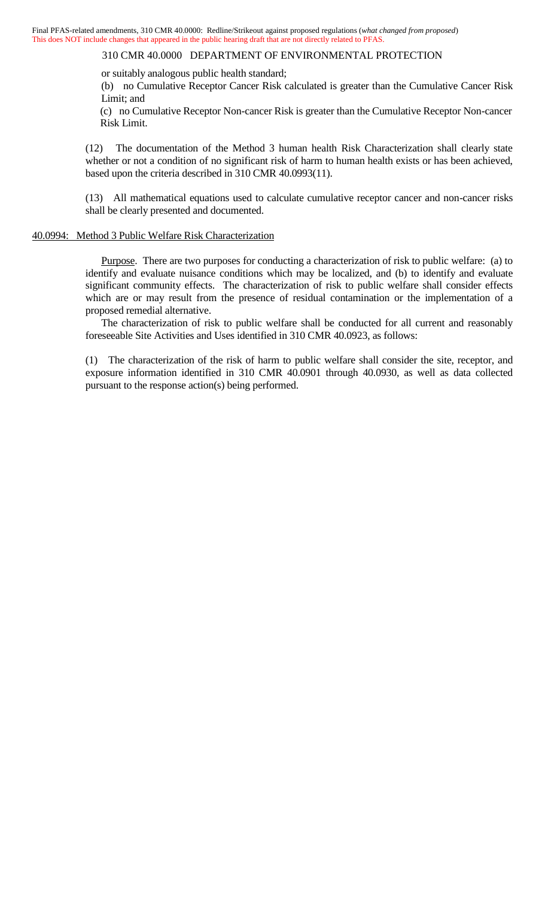or suitably analogous public health standard;

(b) no Cumulative Receptor Cancer Risk calculated is greater than the Cumulative Cancer Risk Limit; and

(c) no Cumulative Receptor Non-cancer Risk is greater than the Cumulative Receptor Non-cancer Risk Limit.

(12) The documentation of the Method 3 human health Risk Characterization shall clearly state whether or not a condition of no significant risk of harm to human health exists or has been achieved, based upon the criteria described in 310 CMR 40.0993(11).

(13) All mathematical equations used to calculate cumulative receptor cancer and non-cancer risks shall be clearly presented and documented.

## 40.0994: Method 3 Public Welfare Risk Characterization

Purpose. There are two purposes for conducting a characterization of risk to public welfare: (a) to identify and evaluate nuisance conditions which may be localized, and (b) to identify and evaluate significant community effects. The characterization of risk to public welfare shall consider effects which are or may result from the presence of residual contamination or the implementation of a proposed remedial alternative.

The characterization of risk to public welfare shall be conducted for all current and reasonably foreseeable Site Activities and Uses identified in 310 CMR 40.0923, as follows:

(1) The characterization of the risk of harm to public welfare shall consider the site, receptor, and exposure information identified in 310 CMR 40.0901 through 40.0930, as well as data collected pursuant to the response action(s) being performed.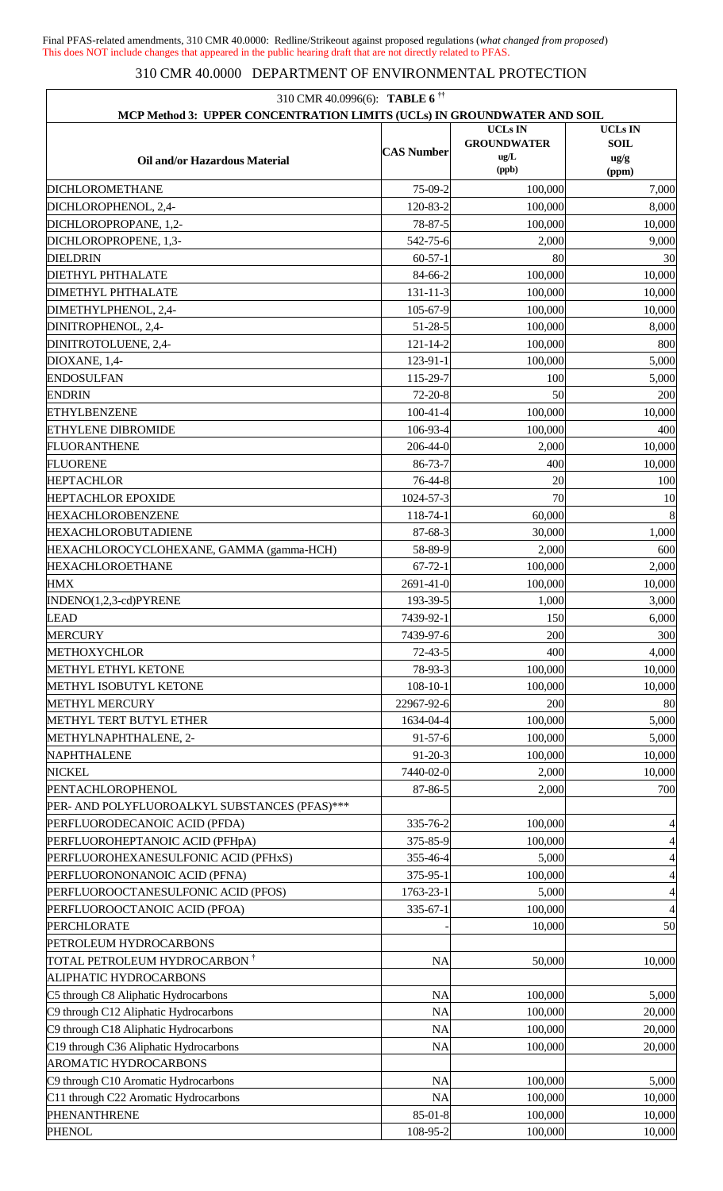Final PFAS-related amendments, 310 CMR 40.0000: Redline/Strikeout against proposed regulations (*what changed from proposed*)
This does NOT include changes that appeared in the public hearing draft that are not directly related to PFAS.

# 310 CMR 40.0000 DEPARTMENT OF ENVIRONMENTAL PROTECTION

| 310 CMR 40.0996(6): **TABLE 6** †† | | | |
|---|---|---|---|
| **MCP Method 3: UPPER CONCENTRATION LIMITS (UCLs) IN GROUNDWATER AND SOIL** | | | |
| **Oil and/or Hazardous Material** | **CAS Number** | **UCLs IN GROUNDWATER ug/L (ppb)** | **UCLs IN SOIL ug/g (ppm)** |
| DICHLOROMETHANE | 75-09-2 | 100,000 | 7,000 |
| DICHLOROPHENOL, 2,4- | 120-83-2 | 100,000 | 8,000 |
| DICHLOROPROPANE, 1,2- | 78-87-5 | 100,000 | 10,000 |
| DICHLOROPROPENE, 1,3- | 542-75-6 | 2,000 | 9,000 |
| DIELDRIN | 60-57-1 | 80 | 30 |
| DIETHYL PHTHALATE | 84-66-2 | 100,000 | 10,000 |
| DIMETHYL PHTHALATE | 131-11-3 | 100,000 | 10,000 |
| DIMETHYLPHENOL, 2,4- | 105-67-9 | 100,000 | 10,000 |
| DINITROPHENOL, 2,4- | 51-28-5 | 100,000 | 8,000 |
| DINITROTOLUENE, 2,4- | 121-14-2 | 100,000 | 800 |
| DIOXANE, 1,4- | 123-91-1 | 100,000 | 5,000 |
| ENDOSULFAN | 115-29-7 | 100 | 5,000 |
| ENDRIN | 72-20-8 | 50 | 200 |
| ETHYLBENZENE | 100-41-4 | 100,000 | 10,000 |
| ETHYLENE DIBROMIDE | 106-93-4 | 100,000 | 400 |
| FLUORANTHENE | 206-44-0 | 2,000 | 10,000 |
| FLUORENE | 86-73-7 | 400 | 10,000 |
| HEPTACHLOR | 76-44-8 | 20 | 100 |
| HEPTACHLOR EPOXIDE | 1024-57-3 | 70 | 10 |
| HEXACHLOROBENZENE | 118-74-1 | 60,000 | 8 |
| HEXACHLOROBUTADIENE | 87-68-3 | 30,000 | 1,000 |
| HEXACHLOROCYCLOHEXANE, GAMMA (gamma-HCH) | 58-89-9 | 2,000 | 600 |
| HEXACHLOROETHANE | 67-72-1 | 100,000 | 2,000 |
| HMX | 2691-41-0 | 100,000 | 10,000 |
| INDENO(1,2,3-cd)PYRENE | 193-39-5 | 1,000 | 3,000 |
| LEAD | 7439-92-1 | 150 | 6,000 |
| MERCURY | 7439-97-6 | 200 | 300 |
| METHOXYCHLOR | 72-43-5 | 400 | 4,000 |
| METHYL ETHYL KETONE | 78-93-3 | 100,000 | 10,000 |
| METHYL ISOBUTYL KETONE | 108-10-1 | 100,000 | 10,000 |
| METHYL MERCURY | 22967-92-6 | 200 | 80 |
| METHYL TERT BUTYL ETHER | 1634-04-4 | 100,000 | 5,000 |
| METHYLNAPHTHALENE, 2- | 91-57-6 | 100,000 | 5,000 |
| NAPHTHALENE | 91-20-3 | 100,000 | 10,000 |
| NICKEL | 7440-02-0 | 2,000 | 10,000 |
| PENTACHLOROPHENOL | 87-86-5 | 2,000 | 700 |
| PER- AND POLYFLUOROALKYL SUBSTANCES (PFAS)*** | | | |
| PERFLUORODECANOIC ACID (PFDA) | 335-76-2 | 100,000 | 4 |
| PERFLUOROHEPTANOIC ACID (PFHpA) | 375-85-9 | 100,000 | 4 |
| PERFLUOROHEXANESULFONIC ACID (PFHxS) | 355-46-4 | 5,000 | 4 |
| PERFLUORONONANOIC ACID (PFNA) | 375-95-1 | 100,000 | 4 |
| PERFLUOROOCTANESULFONIC ACID (PFOS) | 1763-23-1 | 5,000 | 4 |
| PERFLUOROOCTANOIC ACID (PFOA) | 335-67-1 | 100,000 | 4 |
| PERCHLORATE | - | 10,000 | 50 |
| PETROLEUM HYDROCARBONS | | | |
| TOTAL PETROLEUM HYDROCARBON † | NA | 50,000 | 10,000 |
| ALIPHATIC HYDROCARBONS | | | |
| C5 through C8 Aliphatic Hydrocarbons | NA | 100,000 | 5,000 |
| C9 through C12 Aliphatic Hydrocarbons | NA | 100,000 | 20,000 |
| C9 through C18 Aliphatic Hydrocarbons | NA | 100,000 | 20,000 |
| C19 through C36 Aliphatic Hydrocarbons | NA | 100,000 | 20,000 |
| AROMATIC HYDROCARBONS | | | |
| C9 through C10 Aromatic Hydrocarbons | NA | 100,000 | 5,000 |
| C11 through C22 Aromatic Hydrocarbons | NA | 100,000 | 10,000 |
| PHENANTHRENE | 85-01-8 | 100,000 | 10,000 |
| PHENOL | 108-95-2 | 100,000 | 10,000 |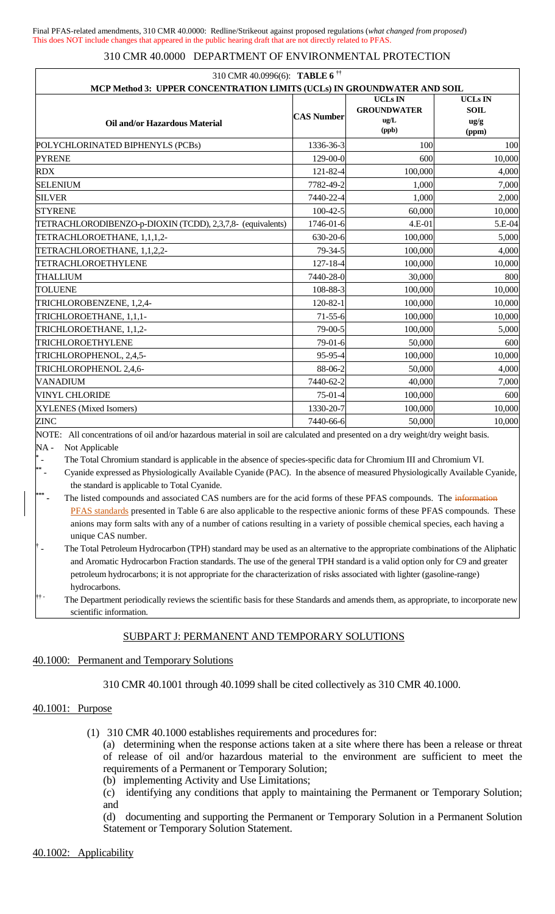Final PFAS-related amendments, 310 CMR 40.0000: Redline/Strikeout against proposed regulations (*what changed from proposed*)
This does NOT include changes that appeared in the public hearing draft that are not directly related to PFAS.

310 CMR 40.0000 DEPARTMENT OF ENVIRONMENTAL PROTECTION

| 310 CMR 40.0996(6): **TABLE 6** †† | | | |
|---|---|---|---|
| **MCP Method 3: UPPER CONCENTRATION LIMITS (UCLs) IN GROUNDWATER AND SOIL** | | | |
| **Oil and/or Hazardous Material** | **CAS Number** | **UCLs IN GROUNDWATER ug/L (ppb)** | **UCLs IN SOIL ug/g (ppm)** |
| POLYCHLORINATED BIPHENYLS (PCBs) | 1336-36-3 | 100 | 100 |
| PYRENE | 129-00-0 | 600 | 10,000 |
| RDX | 121-82-4 | 100,000 | 4,000 |
| SELENIUM | 7782-49-2 | 1,000 | 7,000 |
| SILVER | 7440-22-4 | 1,000 | 2,000 |
| STYRENE | 100-42-5 | 60,000 | 10,000 |
| TETRACHLORODIBENZO-p-DIOXIN (TCDD), 2,3,7,8- (equivalents) | 1746-01-6 | 4.E-01 | 5.E-04 |
| TETRACHLOROETHANE, 1,1,1,2- | 630-20-6 | 100,000 | 5,000 |
| TETRACHLOROETHANE, 1,1,2,2- | 79-34-5 | 100,000 | 4,000 |
| TETRACHLOROETHYLENE | 127-18-4 | 100,000 | 10,000 |
| THALLIUM | 7440-28-0 | 30,000 | 800 |
| TOLUENE | 108-88-3 | 100,000 | 10,000 |
| TRICHLOROBENZENE, 1,2,4- | 120-82-1 | 100,000 | 10,000 |
| TRICHLOROETHANE, 1,1,1- | 71-55-6 | 100,000 | 10,000 |
| TRICHLOROETHANE, 1,1,2- | 79-00-5 | 100,000 | 5,000 |
| TRICHLOROETHYLENE | 79-01-6 | 50,000 | 600 |
| TRICHLOROPHENOL, 2,4,5- | 95-95-4 | 100,000 | 10,000 |
| TRICHLOROPHENOL 2,4,6- | 88-06-2 | 50,000 | 4,000 |
| VANADIUM | 7440-62-2 | 40,000 | 7,000 |
| VINYL CHLORIDE | 75-01-4 | 100,000 | 600 |
| XYLENES (Mixed Isomers) | 1330-20-7 | 100,000 | 10,000 |
| ZINC | 7440-66-6 | 50,000 | 10,000 |

NOTE: All concentrations of oil and/or hazardous material in soil are calculated and presented on a dry weight/dry weight basis.

NA - Not Applicable

\* - The Total Chromium standard is applicable in the absence of species-specific data for Chromium III and Chromium VI.

\*\* - Cyanide expressed as Physiologically Available Cyanide (PAC). In the absence of measured Physiologically Available Cyanide, the standard is applicable to Total Cyanide.

\*\*\* - The listed compounds and associated CAS numbers are for the acid forms of these PFAS compounds. The ~~information~~ PFAS standards presented in Table 6 are also applicable to the respective anionic forms of these PFAS compounds. These anions may form salts with any of a number of cations resulting in a variety of possible chemical species, each having a unique CAS number.

† - The Total Petroleum Hydrocarbon (TPH) standard may be used as an alternative to the appropriate combinations of the Aliphatic and Aromatic Hydrocarbon Fraction standards. The use of the general TPH standard is a valid option only for C9 and greater petroleum hydrocarbons; it is not appropriate for the characterization of risks associated with lighter (gasoline-range) hydrocarbons.

†† - The Department periodically reviews the scientific basis for these Standards and amends them, as appropriate, to incorporate new scientific information.

## SUBPART J: PERMANENT AND TEMPORARY SOLUTIONS

### 40.1000: Permanent and Temporary Solutions

310 CMR 40.1001 through 40.1099 shall be cited collectively as 310 CMR 40.1000.

### 40.1001: Purpose

(1) 310 CMR 40.1000 establishes requirements and procedures for:

(a) determining when the response actions taken at a site where there has been a release or threat of release of oil and/or hazardous material to the environment are sufficient to meet the requirements of a Permanent or Temporary Solution;

(b) implementing Activity and Use Limitations;

(c) identifying any conditions that apply to maintaining the Permanent or Temporary Solution; and

(d) documenting and supporting the Permanent or Temporary Solution in a Permanent Solution Statement or Temporary Solution Statement.

### 40.1002: Applicability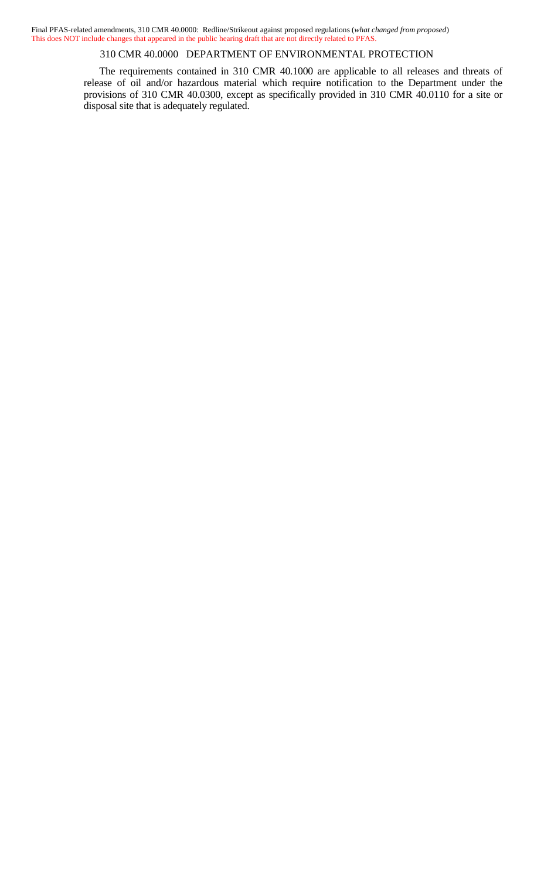The requirements contained in 310 CMR 40.1000 are applicable to all releases and threats of release of oil and/or hazardous material which require notification to the Department under the provisions of 310 CMR 40.0300, except as specifically provided in 310 CMR 40.0110 for a site or disposal site that is adequately regulated.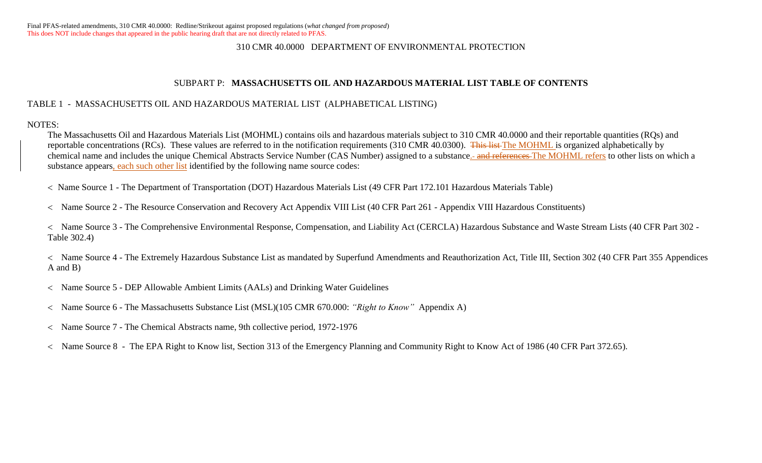Final PFAS-related amendments, 310 CMR 40.0000: Redline/Strikeout against proposed regulations (*what changed from proposed*)
This does NOT include changes that appeared in the public hearing draft that are not directly related to PFAS.

310 CMR 40.0000 DEPARTMENT OF ENVIRONMENTAL PROTECTION

SUBPART P: **MASSACHUSETTS OIL AND HAZARDOUS MATERIAL LIST TABLE OF CONTENTS**

TABLE 1 - MASSACHUSETTS OIL AND HAZARDOUS MATERIAL LIST (ALPHABETICAL LISTING)

NOTES:

The Massachusetts Oil and Hazardous Materials List (MOHML) contains oils and hazardous materials subject to 310 CMR 40.0000 and their reportable quantities (RQs) and reportable concentrations (RCs). These values are referred to in the notification requirements (310 CMR 40.0300). ~~This list~~ The MOHML is organized alphabetically by chemical name and includes the unique Chemical Abstracts Service Number (CAS Number) assigned to a substance. ~~- and references~~ The MOHML refers to other lists on which a substance appears, each such other list identified by the following name source codes:

< Name Source 1 - The Department of Transportation (DOT) Hazardous Materials List (49 CFR Part 172.101 Hazardous Materials Table)

< Name Source 2 - The Resource Conservation and Recovery Act Appendix VIII List (40 CFR Part 261 - Appendix VIII Hazardous Constituents)

< Name Source 3 - The Comprehensive Environmental Response, Compensation, and Liability Act (CERCLA) Hazardous Substance and Waste Stream Lists (40 CFR Part 302 - Table 302.4)

< Name Source 4 - The Extremely Hazardous Substance List as mandated by Superfund Amendments and Reauthorization Act, Title III, Section 302 (40 CFR Part 355 Appendices A and B)

< Name Source 5 - DEP Allowable Ambient Limits (AALs) and Drinking Water Guidelines

< Name Source 6 - The Massachusetts Substance List (MSL)(105 CMR 670.000: *"Right to Know"* Appendix A)

< Name Source 7 - The Chemical Abstracts name, 9th collective period, 1972-1976

< Name Source 8 - The EPA Right to Know list, Section 313 of the Emergency Planning and Community Right to Know Act of 1986 (40 CFR Part 372.65).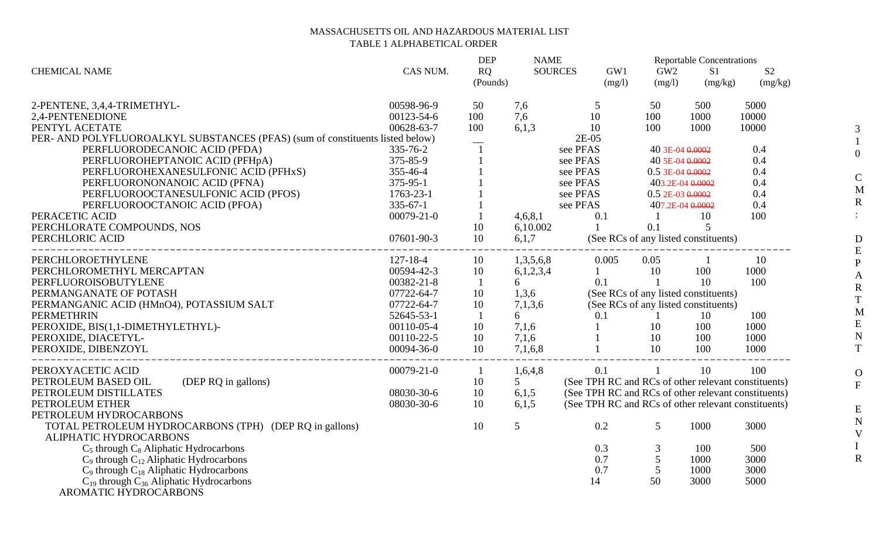MASSACHUSETTS OIL AND HAZARDOUS MATERIAL LIST
TABLE 1 ALPHABETICAL ORDER

| CHEMICAL NAME | CAS NUM. | DEP RQ (Pounds) | NAME SOURCES | GW1 (mg/l) | GW2 (mg/l) | S1 (mg/kg) | S2 (mg/kg) |
|---|---|---|---|---|---|---|---|
| | | | | Reportable Concentrations | | | |
| 2-PENTENE, 3,4,4-TRIMETHYL- | 00598-96-9 | 50 | 7,6 | 5 | 50 | 500 | 5000 |
| 2,4-PENTENEDIONE | 00123-54-6 | 100 | 7,6 | 10 | 100 | 1000 | 10000 |
| PENTYL ACETATE | 00628-63-7 | 100 | 6,1,3 | 10 | 100 | 1000 | 10000 |
| PER- AND POLYFLUOROALKYL SUBSTANCES (PFAS) (sum of constituents listed below) | | — | | 2E-05 | | | |
| PERFLUORODECANOIC ACID (PFDA) | 335-76-2 | 1 | | see PFAS | 40 | 3E-04 ~~0.0002~~ | 0.4 |
| PERFLUOROHEPTANOIC ACID (PFHpA) | 375-85-9 | 1 | | see PFAS | 40 | 5E-04 ~~0.0002~~ | 0.4 |
| PERFLUOROHEXANESULFONIC ACID (PFHxS) | 355-46-4 | 1 | | see PFAS | 0.5 | 3E-04 ~~0.0002~~ | 0.4 |
| PERFLUORONONANOIC ACID (PFNA) | 375-95-1 | 1 | | see PFAS | 40 | 3.2E-04 ~~0.0002~~ | 0.4 |
| PERFLUOROOCTANESULFONIC ACID (PFOS) | 1763-23-1 | 1 | | see PFAS | 0.5 | 2E-03 ~~0.0002~~ | 0.4 |
| PERFLUOROOCTANOIC ACID (PFOA) | 335-67-1 | 1 | | see PFAS | 40 | 7.2E-04 ~~0.0002~~ | 0.4 |
| PERACETIC ACID | 00079-21-0 | 1 | 4,6,8,1 | 0.1 | 1 | 10 | 100 |
| PERCHLORATE COMPOUNDS, NOS | | 10 | 6,10.002 | 1 | 0.1 | 5 | |
| PERCHLORIC ACID | 07601-90-3 | 10 | 6,1,7 | (See RCs of any listed constituents) | | | |
| PERCHLOROETHYLENE | 127-18-4 | 10 | 1,3,5,6,8 | 0.005 | 0.05 | 1 | 10 |
| PERCHLOROMETHYL MERCAPTAN | 00594-42-3 | 10 | 6,1,2,3,4 | 1 | 10 | 100 | 1000 |
| PERFLUOROISOBUTYLENE | 00382-21-8 | 1 | 6 | 0.1 | 1 | 10 | 100 |
| PERMANGANATE OF POTASH | 07722-64-7 | 10 | 1,3,6 | (See RCs of any listed constituents) | | | |
| PERMANGANIC ACID (HMnO4), POTASSIUM SALT | 07722-64-7 | 10 | 7,1,3,6 | (See RCs of any listed constituents) | | | |
| PERMETHRIN | 52645-53-1 | 1 | 6 | 0.1 | 1 | 10 | 100 |
| PEROXIDE, BIS(1,1-DIMETHYLETHYL)- | 00110-05-4 | 10 | 7,1,6 | 1 | 10 | 100 | 1000 |
| PEROXIDE, DIACETYL- | 00110-22-5 | 10 | 7,1,6 | 1 | 10 | 100 | 1000 |
| PEROXIDE, DIBENZOYL | 00094-36-0 | 10 | 7,1,6,8 | 1 | 10 | 100 | 1000 |
| PEROXYACETIC ACID | 00079-21-0 | 1 | 1,6,4,8 | 0.1 | 1 | 10 | 100 |
| PETROLEUM BASED OIL (DEP RQ in gallons) | | 10 | 5 | (See TPH RC and RCs of other relevant constituents) | | | |
| PETROLEUM DISTILLATES | 08030-30-6 | 10 | 6,1,5 | (See TPH RC and RCs of other relevant constituents) | | | |
| PETROLEUM ETHER | 08030-30-6 | 10 | 6,1,5 | (See TPH RC and RCs of other relevant constituents) | | | |
| PETROLEUM HYDROCARBONS | | | | | | | |
| TOTAL PETROLEUM HYDROCARBONS (TPH) (DEP RQ in gallons) | | 10 | 5 | 0.2 | 5 | 1000 | 3000 |
| ALIPHATIC HYDROCARBONS | | | | | | | |
| $C_5$ through $C_8$ Aliphatic Hydrocarbons | | | | 0.3 | 3 | 100 | 500 |
| $C_9$ through $C_{12}$ Aliphatic Hydrocarbons | | | | 0.7 | 5 | 1000 | 3000 |
| $C_9$ through $C_{18}$ Aliphatic Hydrocarbons | | | | 0.7 | 5 | 1000 | 3000 |
| $C_{19}$ through $C_{36}$ Aliphatic Hydrocarbons | | | | 14 | 50 | 3000 | 5000 |
| AROMATIC HYDROCARBONS | | | | | | | |

310 CMR: DEPARTMENT OF ENVIR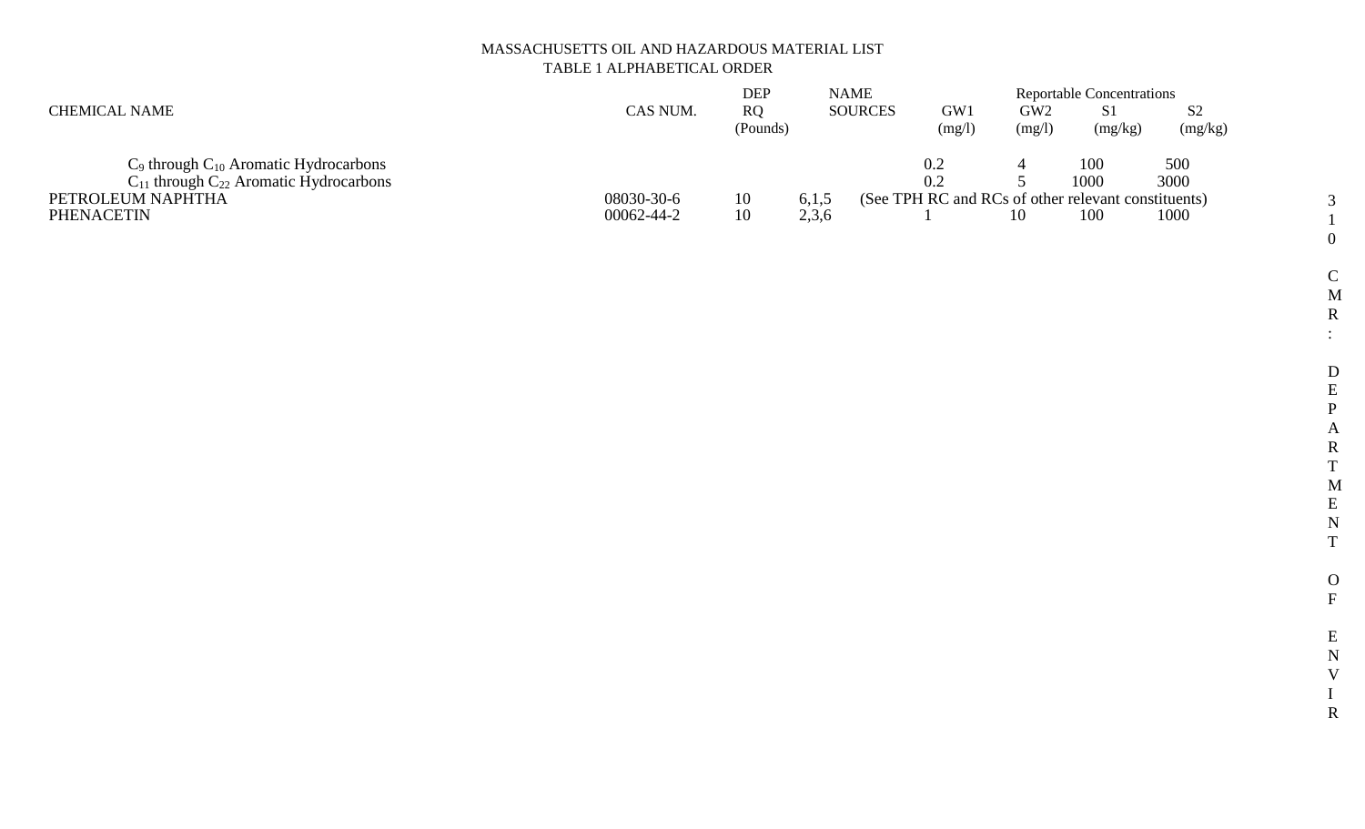MASSACHUSETTS OIL AND HAZARDOUS MATERIAL LIST
TABLE 1 ALPHABETICAL ORDER

| CHEMICAL NAME | CAS NUM. | DEP RQ (Pounds) | NAME SOURCES | Reportable Concentrations GW1 (mg/l) | GW2 (mg/l) | S1 (mg/kg) | S2 (mg/kg) |
|---|---|---|---|---|---|---|---|
| $C_9$ through $C_{10}$ Aromatic Hydrocarbons | | | | 0.2 | 4 | 100 | 500 |
| $C_{11}$ through $C_{22}$ Aromatic Hydrocarbons | | | | 0.2 | 5 | 1000 | 3000 |
| PETROLEUM NAPHTHA | 08030-30-6 | 10 | 6,1,5 | (See TPH RC and RCs of other relevant constituents) | | | |
| PHENACETIN | 00062-44-2 | 10 | 2,3,6 | 1 | 10 | 100 | 1000 |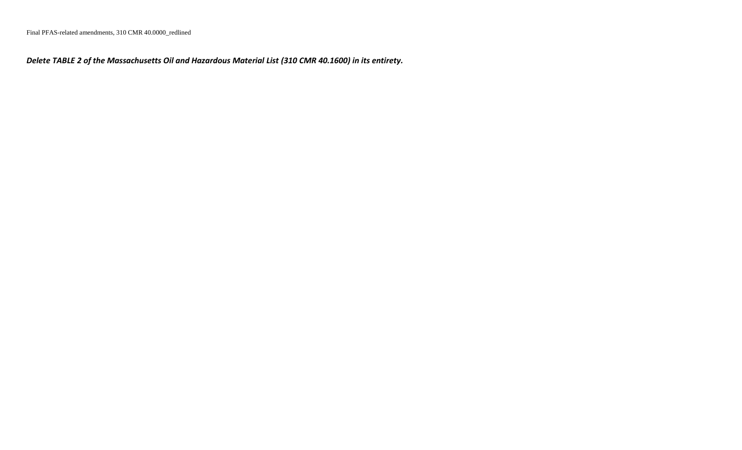***Delete TABLE 2 of the Massachusetts Oil and Hazardous Material List (310 CMR 40.1600) in its entirety.***